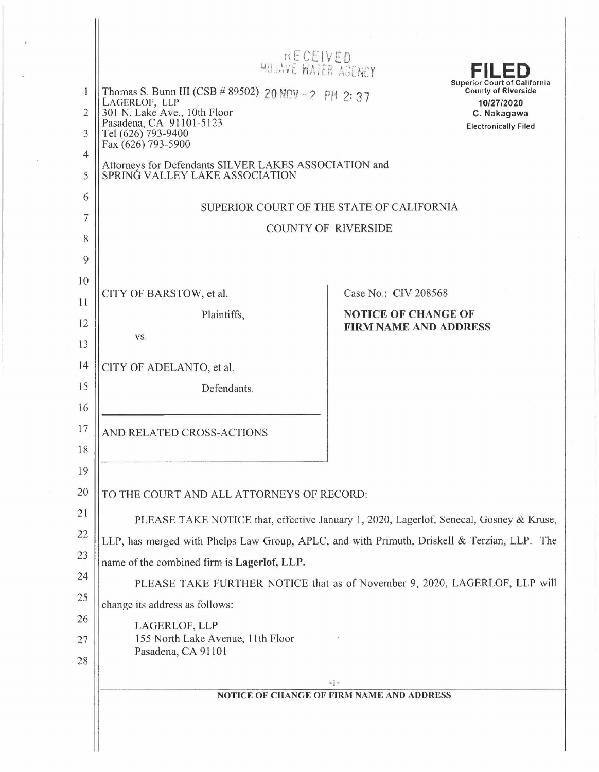RECEIVED
MOJAVE WATER AGENCY
20 NOV -2 PM 2:37

**FILED**
Superior Court of California
County of Riverside
10/27/2020
C. Nakagawa
Electronically Filed

Thomas S. Bunn III (CSB # 89502)
LAGERLOF, LLP
301 N. Lake Ave., 10th Floor
Pasadena, CA 91101-5123
Tel (626) 793-9400
Fax (626) 793-5900

Attorneys for Defendants SILVER LAKES ASSOCIATION and SPRING VALLEY LAKE ASSOCIATION

SUPERIOR COURT OF THE STATE OF CALIFORNIA

COUNTY OF RIVERSIDE

CITY OF BARSTOW, et al.

Plaintiffs,

vs.

CITY OF ADELANTO, et al.

Defendants.

AND RELATED CROSS-ACTIONS

Case No.: CIV 208568

**NOTICE OF CHANGE OF FIRM NAME AND ADDRESS**

TO THE COURT AND ALL ATTORNEYS OF RECORD:

PLEASE TAKE NOTICE that, effective January 1, 2020, Lagerlof, Senecal, Gosney & Kruse, LLP, has merged with Phelps Law Group, APLC, and with Primuth, Driskell & Terzian, LLP. The name of the combined firm is **Lagerlof, LLP.**

PLEASE TAKE FURTHER NOTICE that as of November 9, 2020, LAGERLOF, LLP will change its address as follows:

LAGERLOF, LLP
155 North Lake Avenue, 11th Floor
Pasadena, CA 91101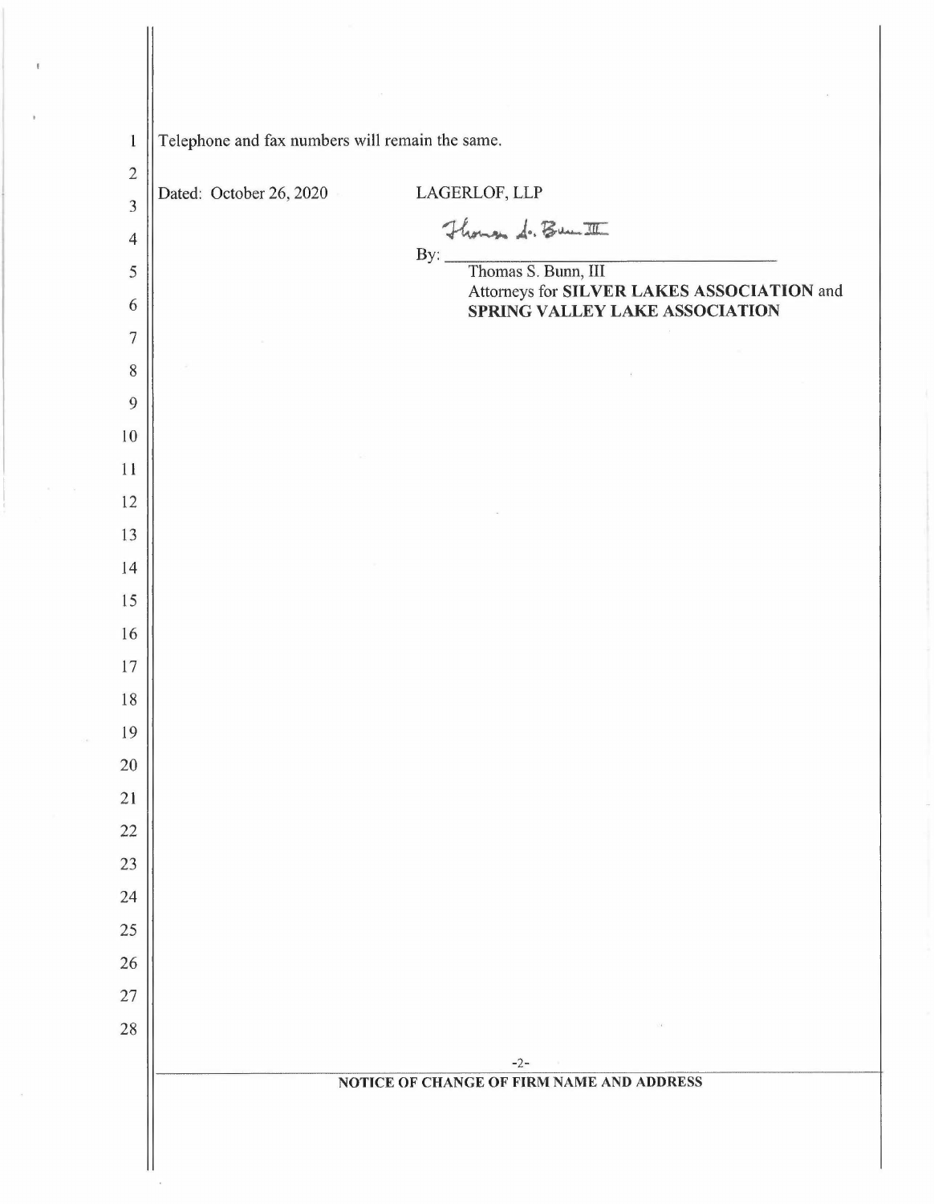Telephone and fax numbers will remain the same.

Dated: October 26, 2020

LAGERLOF, LLP

By: Thomas S. Bunn III

Thomas S. Bunn, III
Attorneys for **SILVER LAKES ASSOCIATION** and **SPRING VALLEY LAKE ASSOCIATION**

**NOTICE OF CHANGE OF FIRM NAME AND ADDRESS**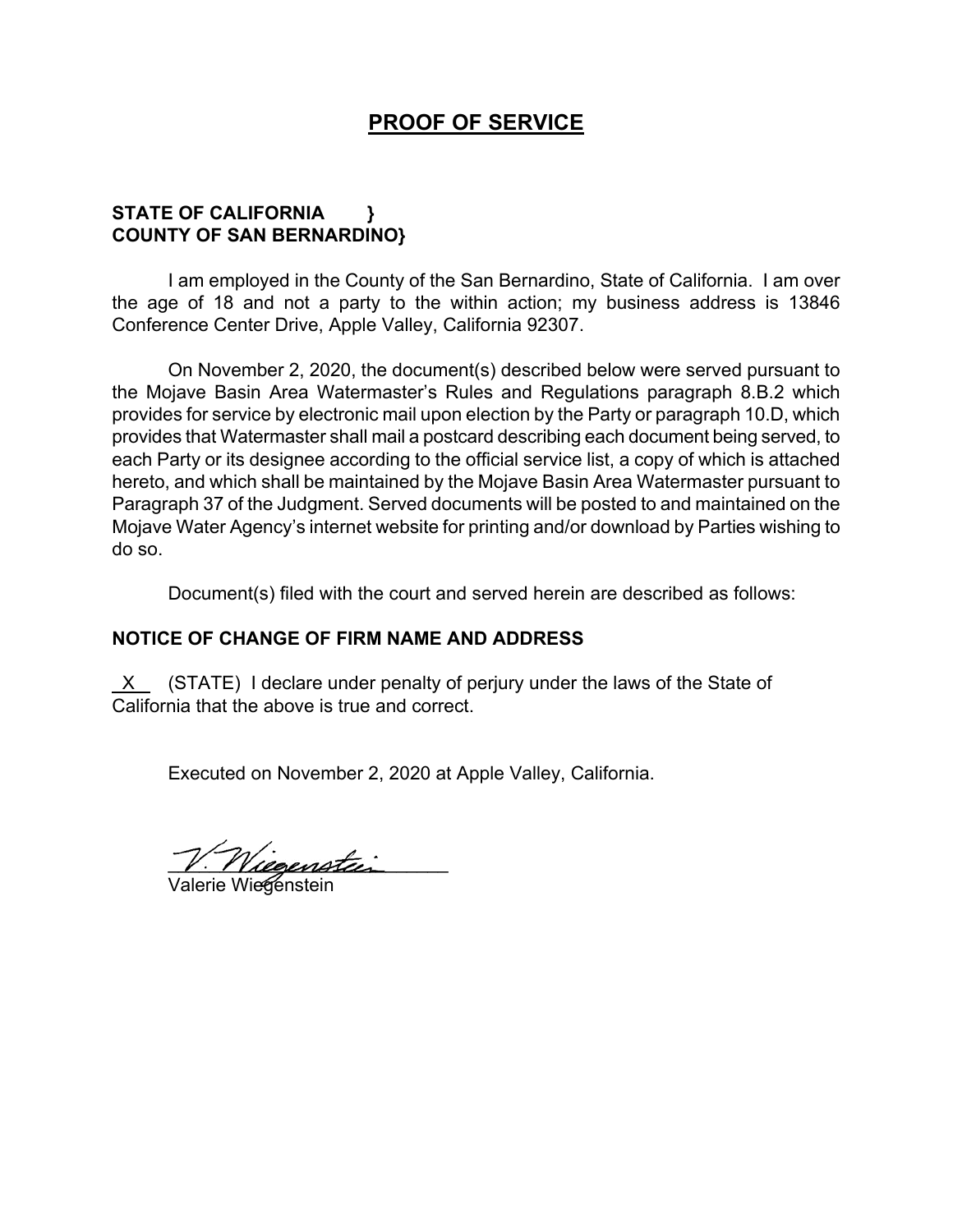# PROOF OF SERVICE

**STATE OF CALIFORNIA }**
**COUNTY OF SAN BERNARDINO}**

I am employed in the County of the San Bernardino, State of California. I am over the age of 18 and not a party to the within action; my business address is 13846 Conference Center Drive, Apple Valley, California 92307.

On November 2, 2020, the document(s) described below were served pursuant to the Mojave Basin Area Watermaster's Rules and Regulations paragraph 8.B.2 which provides for service by electronic mail upon election by the Party or paragraph 10.D, which provides that Watermaster shall mail a postcard describing each document being served, to each Party or its designee according to the official service list, a copy of which is attached hereto, and which shall be maintained by the Mojave Basin Area Watermaster pursuant to Paragraph 37 of the Judgment. Served documents will be posted to and maintained on the Mojave Water Agency's internet website for printing and/or download by Parties wishing to do so.

Document(s) filed with the court and served herein are described as follows:

**NOTICE OF CHANGE OF FIRM NAME AND ADDRESS**

\_X\_ (STATE) I declare under penalty of perjury under the laws of the State of California that the above is true and correct.

Executed on November 2, 2020 at Apple Valley, California.

V. Wiegenstein
Valerie Wiegenstein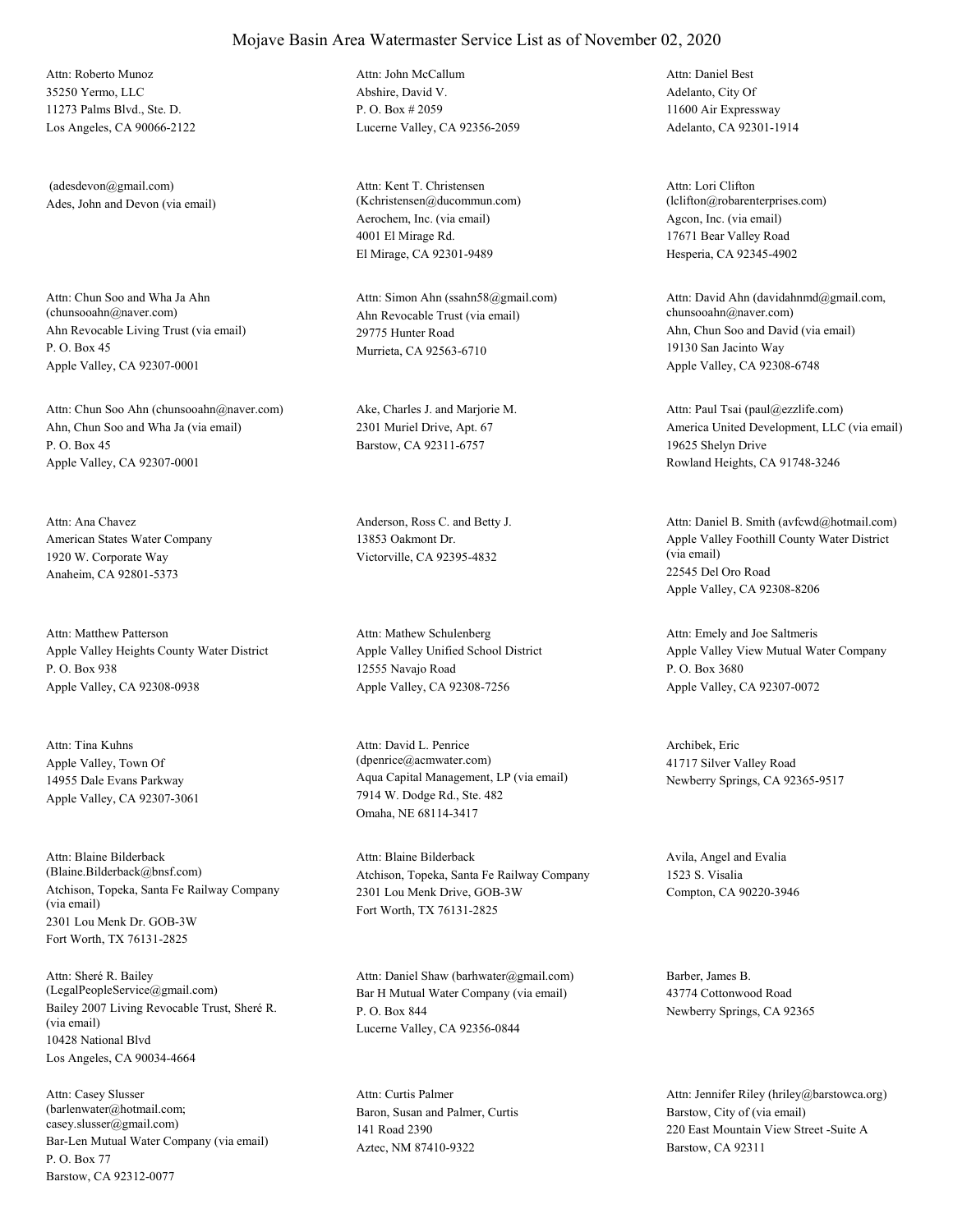# Mojave Basin Area Watermaster Service List as of November 02, 2020

Attn: Roberto Munoz
35250 Yermo, LLC
11273 Palms Blvd., Ste. D.
Los Angeles, CA 90066-2122

Attn: John McCallum
Abshire, David V.
P. O. Box # 2059
Lucerne Valley, CA 92356-2059

Attn: Daniel Best
Adelanto, City Of
11600 Air Expressway
Adelanto, CA 92301-1914

(adesdevon@gmail.com)
Ades, John and Devon (via email)

Attn: Kent T. Christensen
(Kchristensen@ducommun.com)
Aerochem, Inc. (via email)
4001 El Mirage Rd.
El Mirage, CA 92301-9489

Attn: Lori Clifton
(lclifton@robarenterprises.com)
Agcon, Inc. (via email)
17671 Bear Valley Road
Hesperia, CA 92345-4902

Attn: Chun Soo and Wha Ja Ahn
(chunsooahn@naver.com)
Ahn Revocable Living Trust (via email)
P. O. Box 45
Apple Valley, CA 92307-0001

Attn: Simon Ahn (ssahn58@gmail.com)
Ahn Revocable Trust (via email)
29775 Hunter Road
Murrieta, CA 92563-6710

Attn: David Ahn (davidahnmd@gmail.com,
chunsooahn@naver.com)
Ahn, Chun Soo and David (via email)
19130 San Jacinto Way
Apple Valley, CA 92308-6748

Attn: Chun Soo Ahn (chunsooahn@naver.com)
Ahn, Chun Soo and Wha Ja (via email)
P. O. Box 45
Apple Valley, CA 92307-0001

Ake, Charles J. and Marjorie M.
2301 Muriel Drive, Apt. 67
Barstow, CA 92311-6757

Attn: Paul Tsai (paul@ezzlife.com)
America United Development, LLC (via email)
19625 Shelyn Drive
Rowland Heights, CA 91748-3246

Attn: Ana Chavez
American States Water Company
1920 W. Corporate Way
Anaheim, CA 92801-5373

Anderson, Ross C. and Betty J.
13853 Oakmont Dr.
Victorville, CA 92395-4832

Attn: Daniel B. Smith (avfcwd@hotmail.com)
Apple Valley Foothill County Water District
(via email)
22545 Del Oro Road
Apple Valley, CA 92308-8206

Attn: Matthew Patterson
Apple Valley Heights County Water District
P. O. Box 938
Apple Valley, CA 92308-0938

Attn: Mathew Schulenberg
Apple Valley Unified School District
12555 Navajo Road
Apple Valley, CA 92308-7256

Attn: Emely and Joe Saltmeris
Apple Valley View Mutual Water Company
P. O. Box 3680
Apple Valley, CA 92307-0072

Attn: Tina Kuhns
Apple Valley, Town Of
14955 Dale Evans Parkway
Apple Valley, CA 92307-3061

Attn: David L. Penrice
(dpenrice@acmwater.com)
Aqua Capital Management, LP (via email)
7914 W. Dodge Rd., Ste. 482
Omaha, NE 68114-3417

Archibek, Eric
41717 Silver Valley Road
Newberry Springs, CA 92365-9517

Attn: Blaine Bilderback
(Blaine.Bilderback@bnsf.com)
Atchison, Topeka, Santa Fe Railway Company
(via email)
2301 Lou Menk Dr. GOB-3W
Fort Worth, TX 76131-2825

Attn: Blaine Bilderback
Atchison, Topeka, Santa Fe Railway Company
2301 Lou Menk Drive, GOB-3W
Fort Worth, TX 76131-2825

Avila, Angel and Evalia
1523 S. Visalia
Compton, CA 90220-3946

Attn: Sheré R. Bailey
(LegalPeopleService@gmail.com)
Bailey 2007 Living Revocable Trust, Sheré R.
(via email)
10428 National Blvd
Los Angeles, CA 90034-4664

Attn: Daniel Shaw (barhwater@gmail.com)
Bar H Mutual Water Company (via email)
P. O. Box 844
Lucerne Valley, CA 92356-0844

Barber, James B.
43774 Cottonwood Road
Newberry Springs, CA 92365

Attn: Casey Slusser
(barlenwater@hotmail.com;
casey.slusser@gmail.com)
Bar-Len Mutual Water Company (via email)
P. O. Box 77
Barstow, CA 92312-0077

Attn: Curtis Palmer
Baron, Susan and Palmer, Curtis
141 Road 2390
Aztec, NM 87410-9322

Attn: Jennifer Riley (hriley@barstowca.org)
Barstow, City of (via email)
220 East Mountain View Street -Suite A
Barstow, CA 92311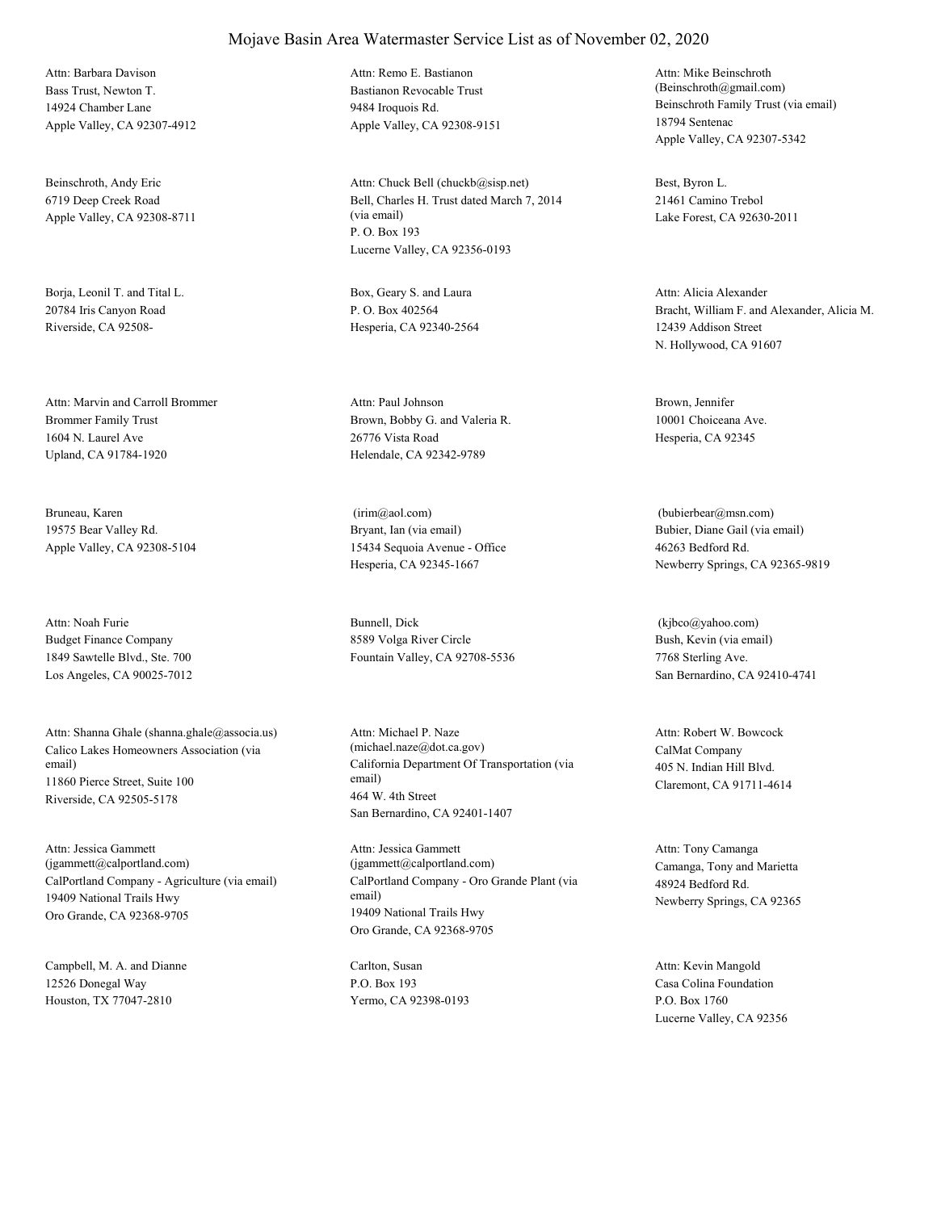# Mojave Basin Area Watermaster Service List as of November 02, 2020

Attn: Barbara Davison
Bass Trust, Newton T.
14924 Chamber Lane
Apple Valley, CA 92307-4912

Attn: Remo E. Bastianon
Bastianon Revocable Trust
9484 Iroquois Rd.
Apple Valley, CA 92308-9151

Attn: Mike Beinschroth
(Beinschroth@gmail.com)
Beinschroth Family Trust (via email)
18794 Sentenac
Apple Valley, CA 92307-5342

Beinschroth, Andy Eric
6719 Deep Creek Road
Apple Valley, CA 92308-8711

Attn: Chuck Bell (chuckb@sisp.net)
Bell, Charles H. Trust dated March 7, 2014 (via email)
P. O. Box 193
Lucerne Valley, CA 92356-0193

Best, Byron L.
21461 Camino Trebol
Lake Forest, CA 92630-2011

Borja, Leonil T. and Tital L.
20784 Iris Canyon Road
Riverside, CA 92508-

Box, Geary S. and Laura
P. O. Box 402564
Hesperia, CA 92340-2564

Attn: Alicia Alexander
Bracht, William F. and Alexander, Alicia M.
12439 Addison Street
N. Hollywood, CA 91607

Attn: Marvin and Carroll Brommer
Brommer Family Trust
1604 N. Laurel Ave
Upland, CA 91784-1920

Attn: Paul Johnson
Brown, Bobby G. and Valeria R.
26776 Vista Road
Helendale, CA 92342-9789

Brown, Jennifer
10001 Choiceana Ave.
Hesperia, CA 92345

Bruneau, Karen
19575 Bear Valley Rd.
Apple Valley, CA 92308-5104

(irim@aol.com)
Bryant, Ian (via email)
15434 Sequoia Avenue - Office
Hesperia, CA 92345-1667

(bubierbear@msn.com)
Bubier, Diane Gail (via email)
46263 Bedford Rd.
Newberry Springs, CA 92365-9819

Attn: Noah Furie
Budget Finance Company
1849 Sawtelle Blvd., Ste. 700
Los Angeles, CA 90025-7012

Bunnell, Dick
8589 Volga River Circle
Fountain Valley, CA 92708-5536

(kjbco@yahoo.com)
Bush, Kevin (via email)
7768 Sterling Ave.
San Bernardino, CA 92410-4741

Attn: Shanna Ghale (shanna.ghale@associa.us)
Calico Lakes Homeowners Association (via email)
11860 Pierce Street, Suite 100
Riverside, CA 92505-5178

Attn: Michael P. Naze
(michael.naze@dot.ca.gov)
California Department Of Transportation (via email)
464 W. 4th Street
San Bernardino, CA 92401-1407

Attn: Robert W. Bowcock
CalMat Company
405 N. Indian Hill Blvd.
Claremont, CA 91711-4614

Attn: Jessica Gammett
(jgammett@calportland.com)
CalPortland Company - Agriculture (via email)
19409 National Trails Hwy
Oro Grande, CA 92368-9705

Attn: Jessica Gammett
(jgammett@calportland.com)
CalPortland Company - Oro Grande Plant (via email)
19409 National Trails Hwy
Oro Grande, CA 92368-9705

Attn: Tony Camanga
Camanga, Tony and Marietta
48924 Bedford Rd.
Newberry Springs, CA 92365

Campbell, M. A. and Dianne
12526 Donegal Way
Houston, TX 77047-2810

Carlton, Susan
P.O. Box 193
Yermo, CA 92398-0193

Attn: Kevin Mangold
Casa Colina Foundation
P.O. Box 1760
Lucerne Valley, CA 92356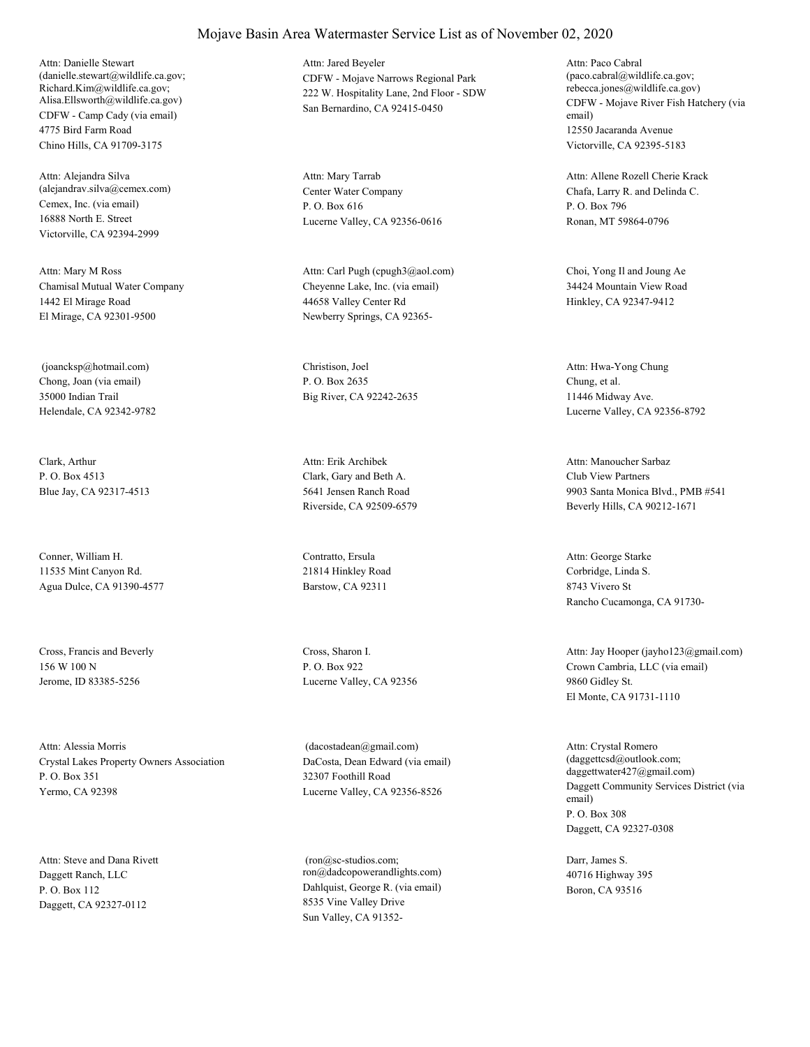# Mojave Basin Area Watermaster Service List as of November 02, 2020

Attn: Danielle Stewart
(danielle.stewart@wildlife.ca.gov;
Richard.Kim@wildlife.ca.gov;
Alisa.Ellsworth@wildlife.ca.gov)
CDFW - Camp Cady (via email)
4775 Bird Farm Road
Chino Hills, CA 91709-3175

Attn: Jared Beyeler
CDFW - Mojave Narrows Regional Park
222 W. Hospitality Lane, 2nd Floor - SDW
San Bernardino, CA 92415-0450

Attn: Paco Cabral
(paco.cabral@wildlife.ca.gov;
rebecca.jones@wildlife.ca.gov)
CDFW - Mojave River Fish Hatchery (via email)
12550 Jacaranda Avenue
Victorville, CA 92395-5183

Attn: Alejandra Silva
(alejandrav.silva@cemex.com)
Cemex, Inc. (via email)
16888 North E. Street
Victorville, CA 92394-2999

Attn: Mary Tarrab
Center Water Company
P. O. Box 616
Lucerne Valley, CA 92356-0616

Attn: Allene Rozell Cherie Krack
Chafa, Larry R. and Delinda C.
P. O. Box 796
Ronan, MT 59864-0796

Attn: Mary M Ross
Chamisal Mutual Water Company
1442 El Mirage Road
El Mirage, CA 92301-9500

Attn: Carl Pugh (cpugh3@aol.com)
Cheyenne Lake, Inc. (via email)
44658 Valley Center Rd
Newberry Springs, CA 92365-

Choi, Yong Il and Joung Ae
34424 Mountain View Road
Hinkley, CA 92347-9412

(joanckspl@hotmail.com)
Chong, Joan (via email)
35000 Indian Trail
Helendale, CA 92342-9782

Christison, Joel
P. O. Box 2635
Big River, CA 92242-2635

Attn: Hwa-Yong Chung
Chung, et al.
11446 Midway Ave.
Lucerne Valley, CA 92356-8792

Clark, Arthur
P. O. Box 4513
Blue Jay, CA 92317-4513

Attn: Erik Archibek
Clark, Gary and Beth A.
5641 Jensen Ranch Road
Riverside, CA 92509-6579

Attn: Manoucher Sarbaz
Club View Partners
9903 Santa Monica Blvd., PMB #541
Beverly Hills, CA 90212-1671

Conner, William H.
11535 Mint Canyon Rd.
Agua Dulce, CA 91390-4577

Contratto, Ersula
21814 Hinkley Road
Barstow, CA 92311

Attn: George Starke
Corbridge, Linda S.
8743 Vivero St
Rancho Cucamonga, CA 91730-

Cross, Francis and Beverly
156 W 100 N
Jerome, ID 83385-5256

Cross, Sharon I.
P. O. Box 922
Lucerne Valley, CA 92356

Attn: Jay Hooper (jayho123@gmail.com)
Crown Cambria, LLC (via email)
9860 Gidley St.
El Monte, CA 91731-1110

Attn: Alessia Morris
Crystal Lakes Property Owners Association
P. O. Box 351
Yermo, CA 92398

(dacostadean@gmail.com)
DaCosta, Dean Edward (via email)
32307 Foothill Road
Lucerne Valley, CA 92356-8526

Attn: Crystal Romero
(daggettcsd@outlook.com;
daggettwater427@gmail.com)
Daggett Community Services District (via email)
P. O. Box 308
Daggett, CA 92327-0308

Attn: Steve and Dana Rivett
Daggett Ranch, LLC
P. O. Box 112
Daggett, CA 92327-0112

(ron@sc-studios.com;
ron@dadcopowerandlights.com)
Dahlquist, George R. (via email)
8535 Vine Valley Drive
Sun Valley, CA 91352-

Darr, James S.
40716 Highway 395
Boron, CA 93516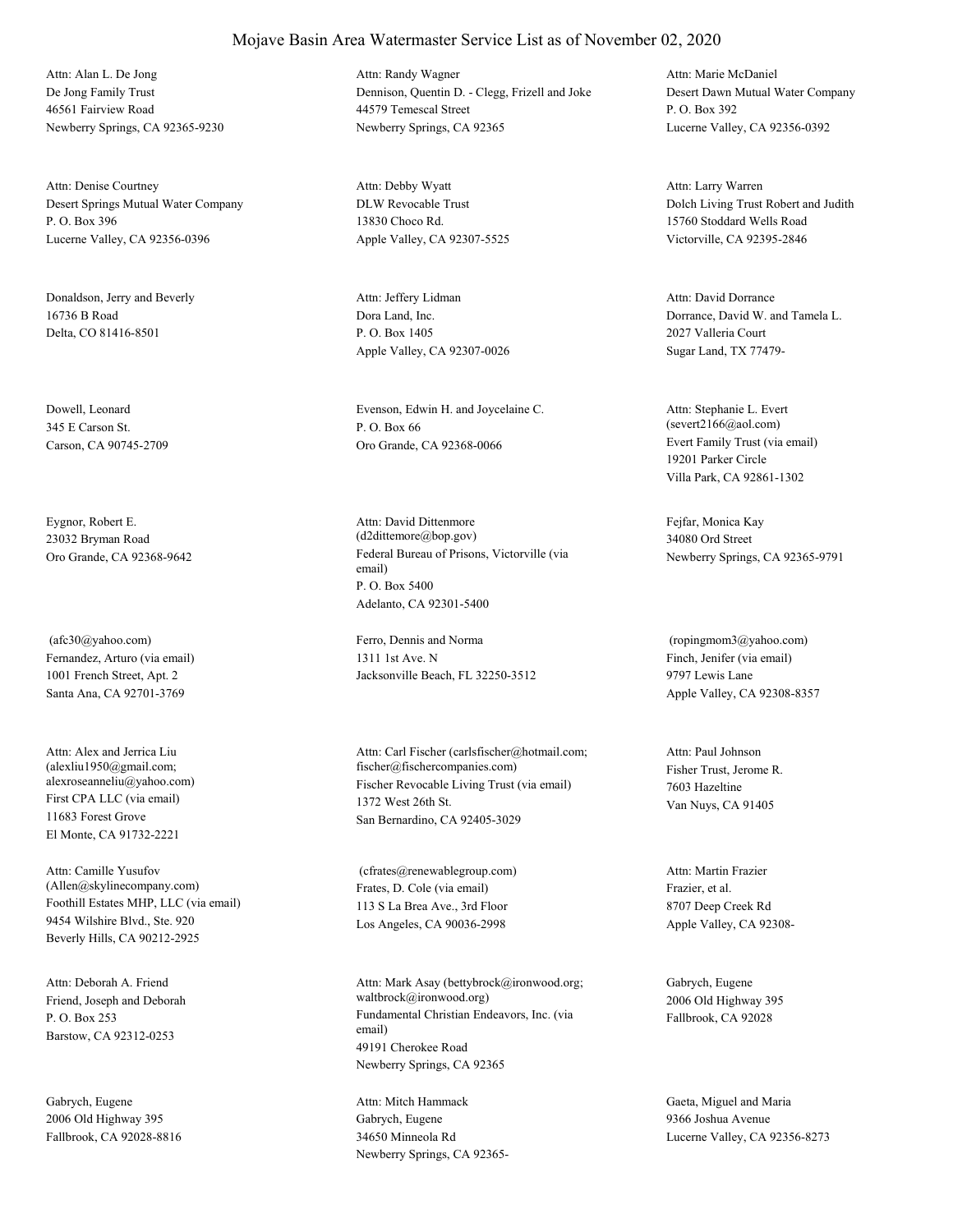# Mojave Basin Area Watermaster Service List as of November 02, 2020

Attn: Alan L. De Jong
De Jong Family Trust
46561 Fairview Road
Newberry Springs, CA 92365-9230

Attn: Randy Wagner
Dennison, Quentin D. - Clegg, Frizell and Joke
44579 Temescal Street
Newberry Springs, CA 92365

Attn: Marie McDaniel
Desert Dawn Mutual Water Company
P. O. Box 392
Lucerne Valley, CA 92356-0392

Attn: Denise Courtney
Desert Springs Mutual Water Company
P. O. Box 396
Lucerne Valley, CA 92356-0396

Attn: Debby Wyatt
DLW Revocable Trust
13830 Choco Rd.
Apple Valley, CA 92307-5525

Attn: Larry Warren
Dolch Living Trust Robert and Judith
15760 Stoddard Wells Road
Victorville, CA 92395-2846

Donaldson, Jerry and Beverly
16736 B Road
Delta, CO 81416-8501

Attn: Jeffery Lidman
Dora Land, Inc.
P. O. Box 1405
Apple Valley, CA 92307-0026

Attn: David Dorrance
Dorrance, David W. and Tamela L.
2027 Valleria Court
Sugar Land, TX 77479-

Dowell, Leonard
345 E Carson St.
Carson, CA 90745-2709

Evenson, Edwin H. and Joycelaine C.
P. O. Box 66
Oro Grande, CA 92368-0066

Attn: Stephanie L. Evert
(severt2166@aol.com)
Evert Family Trust (via email)
19201 Parker Circle
Villa Park, CA 92861-1302

Eygnor, Robert E.
23032 Bryman Road
Oro Grande, CA 92368-9642

Attn: David Dittenmore
(d2dittemore@bop.gov)
Federal Bureau of Prisons, Victorville (via email)
P. O. Box 5400
Adelanto, CA 92301-5400

Fejfar, Monica Kay
34080 Ord Street
Newberry Springs, CA 92365-9791

(afc30@yahoo.com)
Fernandez, Arturo (via email)
1001 French Street, Apt. 2
Santa Ana, CA 92701-3769

Ferro, Dennis and Norma
1311 1st Ave. N
Jacksonville Beach, FL 32250-3512

(ropingmom3@yahoo.com)
Finch, Jenifer (via email)
9797 Lewis Lane
Apple Valley, CA 92308-8357

Attn: Alex and Jerrica Liu
(alexliu1950@gmail.com;
alexroseanneliu@yahoo.com)
First CPA LLC (via email)
11683 Forest Grove
El Monte, CA 91732-2221

Attn: Carl Fischer (carlsfischer@hotmail.com;
fischer@fischercompanies.com)
Fischer Revocable Living Trust (via email)
1372 West 26th St.
San Bernardino, CA 92405-3029

Attn: Paul Johnson
Fisher Trust, Jerome R.
7603 Hazeltine
Van Nuys, CA 91405

Attn: Camille Yusufov
(Allen@skylinecompany.com)
Foothill Estates MHP, LLC (via email)
9454 Wilshire Blvd., Ste. 920
Beverly Hills, CA 90212-2925

(cfrates@renewablegroup.com)
Frates, D. Cole (via email)
113 S La Brea Ave., 3rd Floor
Los Angeles, CA 90036-2998

Attn: Martin Frazier
Frazier, et al.
8707 Deep Creek Rd
Apple Valley, CA 92308-

Attn: Deborah A. Friend
Friend, Joseph and Deborah
P. O. Box 253
Barstow, CA 92312-0253

Attn: Mark Asay (bettybrock@ironwood.org;
waltbrock@ironwood.org)
Fundamental Christian Endeavors, Inc. (via email)
49191 Cherokee Road
Newberry Springs, CA 92365

Gabrych, Eugene
2006 Old Highway 395
Fallbrook, CA 92028

Gabrych, Eugene
2006 Old Highway 395
Fallbrook, CA 92028-8816

Attn: Mitch Hammack
Gabrych, Eugene
34650 Minneola Rd
Newberry Springs, CA 92365-

Gaeta, Miguel and Maria
9366 Joshua Avenue
Lucerne Valley, CA 92356-8273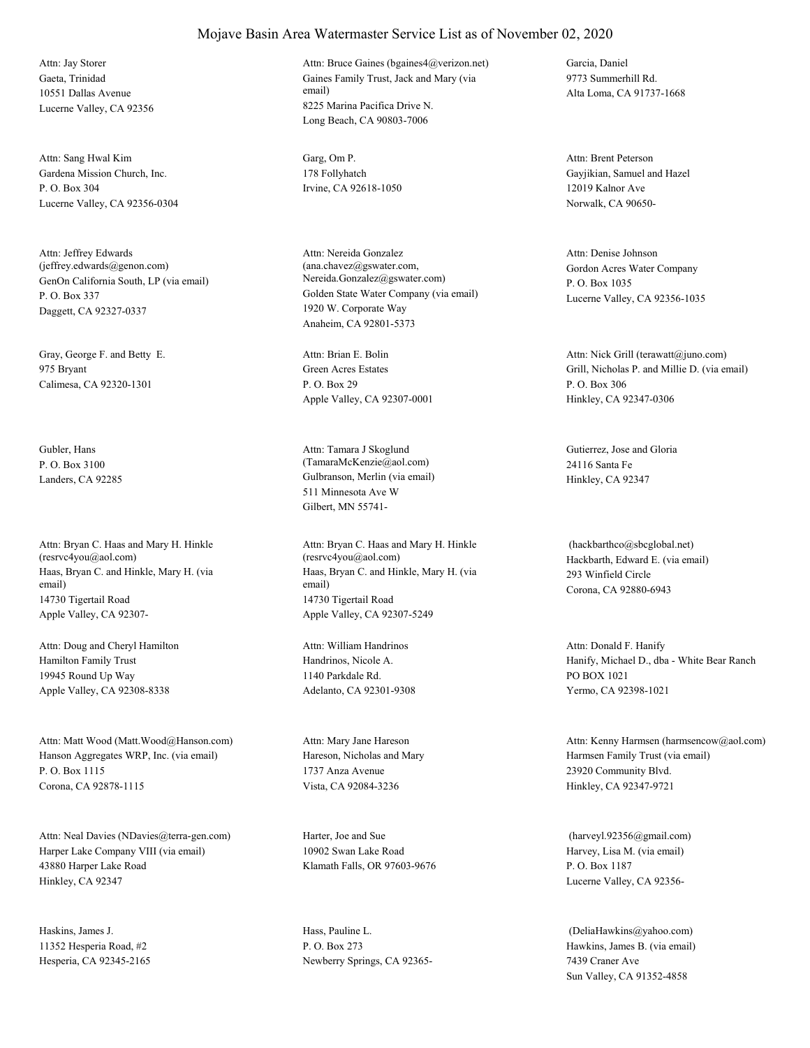# Mojave Basin Area Watermaster Service List as of November 02, 2020

Attn: Jay Storer
Gaeta, Trinidad
10551 Dallas Avenue
Lucerne Valley, CA 92356

Attn: Bruce Gaines (bgaines4@verizon.net)
Gaines Family Trust, Jack and Mary (via email)
8225 Marina Pacifica Drive N.
Long Beach, CA 90803-7006

Garcia, Daniel
9773 Summerhill Rd.
Alta Loma, CA 91737-1668

Attn: Sang Hwal Kim
Gardena Mission Church, Inc.
P. O. Box 304
Lucerne Valley, CA 92356-0304

Garg, Om P.
178 Follyhatch
Irvine, CA 92618-1050

Attn: Brent Peterson
Gayjikian, Samuel and Hazel
12019 Kalnor Ave
Norwalk, CA 90650-

Attn: Jeffrey Edwards (jeffrey.edwards@genon.com)
GenOn California South, LP (via email)
P. O. Box 337
Daggett, CA 92327-0337

Attn: Nereida Gonzalez (ana.chavez@gswater.com, Nereida.Gonzalez@gswater.com)
Golden State Water Company (via email)
1920 W. Corporate Way
Anaheim, CA 92801-5373

Attn: Denise Johnson
Gordon Acres Water Company
P. O. Box 1035
Lucerne Valley, CA 92356-1035

Gray, George F. and Betty E.
975 Bryant
Calimesa, CA 92320-1301

Attn: Brian E. Bolin
Green Acres Estates
P. O. Box 29
Apple Valley, CA 92307-0001

Attn: Nick Grill (terawatt@juno.com)
Grill, Nicholas P. and Millie D. (via email)
P. O. Box 306
Hinkley, CA 92347-0306

Gubler, Hans
P. O. Box 3100
Landers, CA 92285

Attn: Tamara J Skoglund (TamaraMcKenzie@aol.com)
Gulbranson, Merlin (via email)
511 Minnesota Ave W
Gilbert, MN 55741-

Gutierrez, Jose and Gloria
24116 Santa Fe
Hinkley, CA 92347

Attn: Bryan C. Haas and Mary H. Hinkle (resrvc4you@aol.com)
Haas, Bryan C. and Hinkle, Mary H. (via email)
14730 Tigertail Road
Apple Valley, CA 92307-

Attn: Bryan C. Haas and Mary H. Hinkle (resrvc4you@aol.com)
Haas, Bryan C. and Hinkle, Mary H. (via email)
14730 Tigertail Road
Apple Valley, CA 92307-5249

(hackbarthco@sbcglobal.net)
Hackbarth, Edward E. (via email)
293 Winfield Circle
Corona, CA 92880-6943

Attn: Doug and Cheryl Hamilton
Hamilton Family Trust
19945 Round Up Way
Apple Valley, CA 92308-8338

Attn: William Handrinos
Handrinos, Nicole A.
1140 Parkdale Rd.
Adelanto, CA 92301-9308

Attn: Donald F. Hanify
Hanify, Michael D., dba - White Bear Ranch
PO BOX 1021
Yermo, CA 92398-1021

Attn: Matt Wood (Matt.Wood@Hanson.com)
Hanson Aggregates WRP, Inc. (via email)
P. O. Box 1115
Corona, CA 92878-1115

Attn: Mary Jane Hareson
Hareson, Nicholas and Mary
1737 Anza Avenue
Vista, CA 92084-3236

Attn: Kenny Harmsen (harmsencow@aol.com)
Harmsen Family Trust (via email)
23920 Community Blvd.
Hinkley, CA 92347-9721

Attn: Neal Davies (NDavies@terra-gen.com)
Harper Lake Company VIII (via email)
43880 Harper Lake Road
Hinkley, CA 92347

Harter, Joe and Sue
10902 Swan Lake Road
Klamath Falls, OR 97603-9676

(harveyl.92356@gmail.com)
Harvey, Lisa M. (via email)
P. O. Box 1187
Lucerne Valley, CA 92356-

Haskins, James J.
11352 Hesperia Road, #2
Hesperia, CA 92345-2165

Hass, Pauline L.
P. O. Box 273
Newberry Springs, CA 92365-

(DeliaHawkins@yahoo.com)
Hawkins, James B. (via email)
7439 Craner Ave
Sun Valley, CA 91352-4858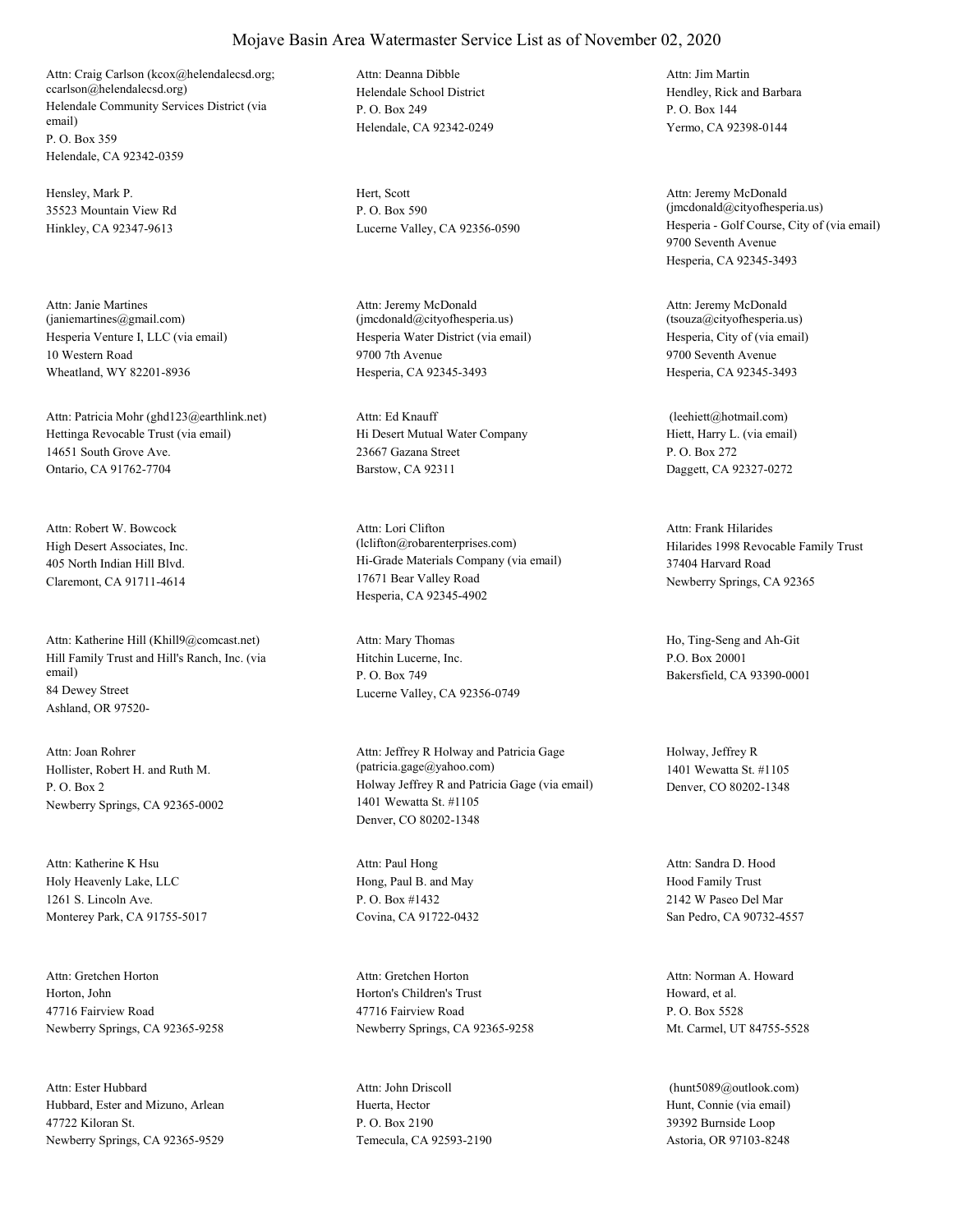# Mojave Basin Area Watermaster Service List as of November 02, 2020

Attn: Craig Carlson (kcox@helendalecsd.org; ccarlson@helendalecsd.org)
Helendale Community Services District (via email)
P. O. Box 359
Helendale, CA 92342-0359

Attn: Deanna Dibble
Helendale School District
P. O. Box 249
Helendale, CA 92342-0249

Attn: Jim Martin
Hendley, Rick and Barbara
P. O. Box 144
Yermo, CA 92398-0144

Hensley, Mark P.
35523 Mountain View Rd
Hinkley, CA 92347-9613

Hert, Scott
P. O. Box 590
Lucerne Valley, CA 92356-0590

Attn: Jeremy McDonald (jmcdonald@cityofhesperia.us)
Hesperia - Golf Course, City of (via email)
9700 Seventh Avenue
Hesperia, CA 92345-3493

Attn: Janie Martines (janiemartines@gmail.com)
Hesperia Venture I, LLC (via email)
10 Western Road
Wheatland, WY 82201-8936

Attn: Jeremy McDonald (jmcdonald@cityofhesperia.us)
Hesperia Water District (via email)
9700 7th Avenue
Hesperia, CA 92345-3493

Attn: Jeremy McDonald (tsouza@cityofhesperia.us)
Hesperia, City of (via email)
9700 Seventh Avenue
Hesperia, CA 92345-3493

Attn: Patricia Mohr (ghd123@earthlink.net)
Hettinga Revocable Trust (via email)
14651 South Grove Ave.
Ontario, CA 91762-7704

Attn: Ed Knauff
Hi Desert Mutual Water Company
23667 Gazana Street
Barstow, CA 92311

(leehiett@hotmail.com)
Hiett, Harry L. (via email)
P. O. Box 272
Daggett, CA 92327-0272

Attn: Robert W. Bowcock
High Desert Associates, Inc.
405 North Indian Hill Blvd.
Claremont, CA 91711-4614

Attn: Lori Clifton (lclifton@robarenterprises.com)
Hi-Grade Materials Company (via email)
17671 Bear Valley Road
Hesperia, CA 92345-4902

Attn: Frank Hilarides
Hilarides 1998 Revocable Family Trust
37404 Harvard Road
Newberry Springs, CA 92365

Attn: Katherine Hill (Khill9@comcast.net)
Hill Family Trust and Hill's Ranch, Inc. (via email)
84 Dewey Street
Ashland, OR 97520-

Attn: Mary Thomas
Hitchin Lucerne, Inc.
P. O. Box 749
Lucerne Valley, CA 92356-0749

Ho, Ting-Seng and Ah-Git
P.O. Box 20001
Bakersfield, CA 93390-0001

Attn: Joan Rohrer
Hollister, Robert H. and Ruth M.
P. O. Box 2
Newberry Springs, CA 92365-0002

Attn: Jeffrey R Holway and Patricia Gage (patricia.gage@yahoo.com)
Holway Jeffrey R and Patricia Gage (via email)
1401 Wewatta St. #1105
Denver, CO 80202-1348

Holway, Jeffrey R
1401 Wewatta St. #1105
Denver, CO 80202-1348

Attn: Katherine K Hsu
Holy Heavenly Lake, LLC
1261 S. Lincoln Ave.
Monterey Park, CA 91755-5017

Attn: Paul Hong
Hong, Paul B. and May
P. O. Box #1432
Covina, CA 91722-0432

Attn: Sandra D. Hood
Hood Family Trust
2142 W Paseo Del Mar
San Pedro, CA 90732-4557

Attn: Gretchen Horton
Horton, John
47716 Fairview Road
Newberry Springs, CA 92365-9258

Attn: Gretchen Horton
Horton's Children's Trust
47716 Fairview Road
Newberry Springs, CA 92365-9258

Attn: Norman A. Howard
Howard, et al.
P. O. Box 5528
Mt. Carmel, UT 84755-5528

Attn: Ester Hubbard
Hubbard, Ester and Mizuno, Arlean
47722 Kiloran St.
Newberry Springs, CA 92365-9529

Attn: John Driscoll
Huerta, Hector
P. O. Box 2190
Temecula, CA 92593-2190

(hunt5089@outlook.com)
Hunt, Connie (via email)
39392 Burnside Loop
Astoria, OR 97103-8248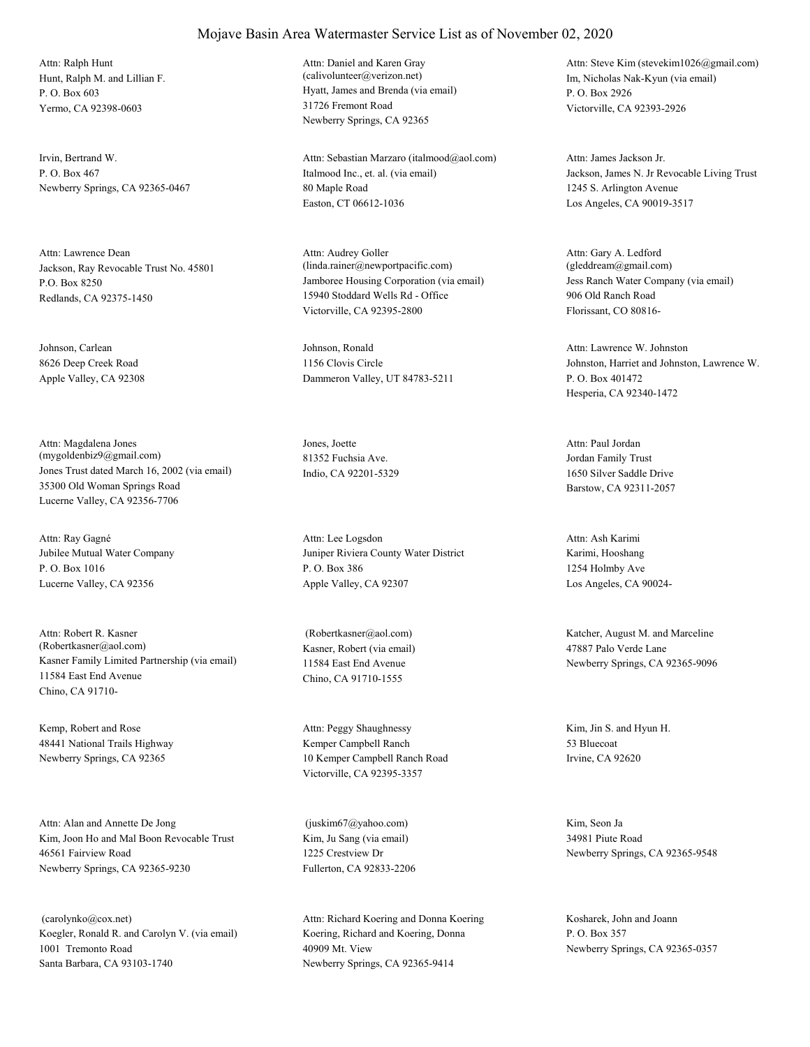# Mojave Basin Area Watermaster Service List as of November 02, 2020

Attn: Ralph Hunt
Hunt, Ralph M. and Lillian F.
P. O. Box 603
Yermo, CA 92398-0603

Attn: Daniel and Karen Gray
(calivolunteer@verizon.net)
Hyatt, James and Brenda (via email)
31726 Fremont Road
Newberry Springs, CA 92365

Attn: Steve Kim (stevekim1026@gmail.com)
Im, Nicholas Nak-Kyun (via email)
P. O. Box 2926
Victorville, CA 92393-2926

Irvin, Bertrand W.
P. O. Box 467
Newberry Springs, CA 92365-0467

Attn: Sebastian Marzaro (italmood@aol.com)
Italmood Inc., et. al. (via email)
80 Maple Road
Easton, CT 06612-1036

Attn: James Jackson Jr.
Jackson, James N. Jr Revocable Living Trust
1245 S. Arlington Avenue
Los Angeles, CA 90019-3517

Attn: Lawrence Dean
Jackson, Ray Revocable Trust No. 45801
P.O. Box 8250
Redlands, CA 92375-1450

Attn: Audrey Goller
(linda.rainer@newportpacific.com)
Jamboree Housing Corporation (via email)
15940 Stoddard Wells Rd - Office
Victorville, CA 92395-2800

Attn: Gary A. Ledford
(gleddream@gmail.com)
Jess Ranch Water Company (via email)
906 Old Ranch Road
Florissant, CO 80816-

Johnson, Carlean
8626 Deep Creek Road
Apple Valley, CA 92308

Johnson, Ronald
1156 Clovis Circle
Dammeron Valley, UT 84783-5211

Attn: Lawrence W. Johnston
Johnston, Harriet and Johnston, Lawrence W.
P. O. Box 401472
Hesperia, CA 92340-1472

Attn: Magdalena Jones
(mygoldenbiz9@gmail.com)
Jones Trust dated March 16, 2002 (via email)
35300 Old Woman Springs Road
Lucerne Valley, CA 92356-7706

Jones, Joette
81352 Fuchsia Ave.
Indio, CA 92201-5329

Attn: Paul Jordan
Jordan Family Trust
1650 Silver Saddle Drive
Barstow, CA 92311-2057

Attn: Ray Gagné
Jubilee Mutual Water Company
P. O. Box 1016
Lucerne Valley, CA 92356

Attn: Lee Logsdon
Juniper Riviera County Water District
P. O. Box 386
Apple Valley, CA 92307

Attn: Ash Karimi
Karimi, Hooshang
1254 Holmby Ave
Los Angeles, CA 90024-

Attn: Robert R. Kasner
(Robertkasner@aol.com)
Kasner Family Limited Partnership (via email)
11584 East End Avenue
Chino, CA 91710-

(Robertkasner@aol.com)
Kasner, Robert (via email)
11584 East End Avenue
Chino, CA 91710-1555

Katcher, August M. and Marceline
47887 Palo Verde Lane
Newberry Springs, CA 92365-9096

Kemp, Robert and Rose
48441 National Trails Highway
Newberry Springs, CA 92365

Attn: Peggy Shaughnessy
Kemper Campbell Ranch
10 Kemper Campbell Ranch Road
Victorville, CA 92395-3357

Kim, Jin S. and Hyun H.
53 Bluecoat
Irvine, CA 92620

Attn: Alan and Annette De Jong
Kim, Joon Ho and Mal Boon Revocable Trust
46561 Fairview Road
Newberry Springs, CA 92365-9230

(juskim67@yahoo.com)
Kim, Ju Sang (via email)
1225 Crestview Dr
Fullerton, CA 92833-2206

Kim, Seon Ja
34981 Piute Road
Newberry Springs, CA 92365-9548

(carolynko@cox.net)
Koegler, Ronald R. and Carolyn V. (via email)
1001 Tremonto Road
Santa Barbara, CA 93103-1740

Attn: Richard Koering and Donna Koering
Koering, Richard and Koering, Donna
40909 Mt. View
Newberry Springs, CA 92365-9414

Kosharek, John and Joann
P. O. Box 357
Newberry Springs, CA 92365-0357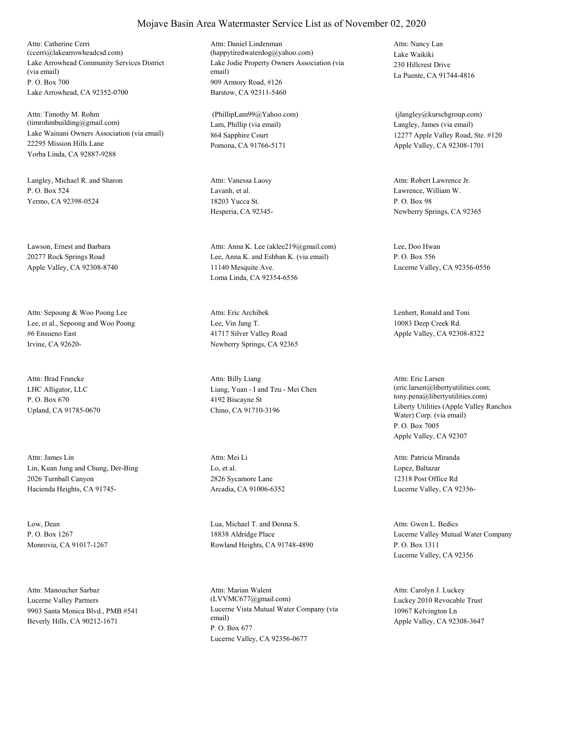# Mojave Basin Area Watermaster Service List as of November 02, 2020

Attn: Catherine Cerri
(ccerri@lakearrowheadcsd.com)
Lake Arrowhead Community Services District (via email)
P. O. Box 700
Lake Arrowhead, CA 92352-0700

Attn: Daniel Lindenman
(happytiredwaterdog@yahoo.com)
Lake Jodie Property Owners Association (via email)
909 Armory Road, #126
Barstow, CA 92311-5460

Attn: Nancy Lan
Lake Waikiki
230 Hillcrest Drive
La Puente, CA 91744-4816

Attn: Timothy M. Rohm
(timrohmbuilding@gmail.com)
Lake Wainani Owners Association (via email)
22295 Mission Hills Lane
Yorba Linda, CA 92887-9288

(PhillipLam99@Yahoo.com)
Lam, Phillip (via email)
864 Sapphire Court
Pomona, CA 91766-5171

(jlangley@kurschgroup.com)
Langley, James (via email)
12277 Apple Valley Road, Ste. #120
Apple Valley, CA 92308-1701

Langley, Michael R. and Sharon
P. O. Box 524
Yermo, CA 92398-0524

Attn: Vanessa Laosy
Lavanh, et al.
18203 Yucca St.
Hesperia, CA 92345-

Attn: Robert Lawrence Jr.
Lawrence, William W.
P. O. Box 98
Newberry Springs, CA 92365

Lawson, Ernest and Barbara
20277 Rock Springs Road
Apple Valley, CA 92308-8740

Attn: Anna K. Lee (aklee219@gmail.com)
Lee, Anna K. and Eshban K. (via email)
11140 Mesquite Ave.
Loma Linda, CA 92354-6556

Lee, Doo Hwan
P. O. Box 556
Lucerne Valley, CA 92356-0556

Attn: Sepoong & Woo Poong Lee
Lee, et al., Sepoong and Woo Poong
#6 Ensueno East
Irvine, CA 92620-

Attn: Eric Archibek
Lee, Vin Jang T.
41717 Silver Valley Road
Newberry Springs, CA 92365

Lenhert, Ronald and Toni
10083 Deep Creek Rd.
Apple Valley, CA 92308-8322

Attn: Brad Francke
LHC Alligator, LLC
P. O. Box 670
Upland, CA 91785-0670

Attn: Billy Liang
Liang, Yuan - I and Tzu - Mei Chen
4192 Biscayne St
Chino, CA 91710-3196

Attn: Eric Larsen
(eric.larsen@libertyutilities.com; tony.pena@libertyutilities.com)
Liberty Utilities (Apple Valley Ranchos Water) Corp. (via email)
P. O. Box 7005
Apple Valley, CA 92307

Attn: James Lin
Lin, Kuan Jung and Chung, Der-Bing
2026 Turnball Canyon
Hacienda Heights, CA 91745-

Attn: Mei Li
Lo, et al.
2826 Sycamore Lane
Arcadia, CA 91006-6352

Attn: Patricia Miranda
Lopez, Baltazar
12318 Post Office Rd
Lucerne Valley, CA 92356-

Low, Dean
P. O. Box 1267
Monrovia, CA 91017-1267

Lua, Michael T. and Donna S.
18838 Aldridge Place
Rowland Heights, CA 91748-4890

Attn: Gwen L. Bedics
Lucerne Valley Mutual Water Company
P. O. Box 1311
Lucerne Valley, CA 92356

Attn: Manoucher Sarbaz
Lucerne Valley Partners
9903 Santa Monica Blvd., PMB #541
Beverly Hills, CA 90212-1671

Attn: Marian Walent
(LVVMC677@gmail.com)
Lucerne Vista Mutual Water Company (via email)
P. O. Box 677
Lucerne Valley, CA 92356-0677

Attn: Carolyn J. Luckey
Luckey 2010 Revocable Trust
10967 Kelvington Ln
Apple Valley, CA 92308-3647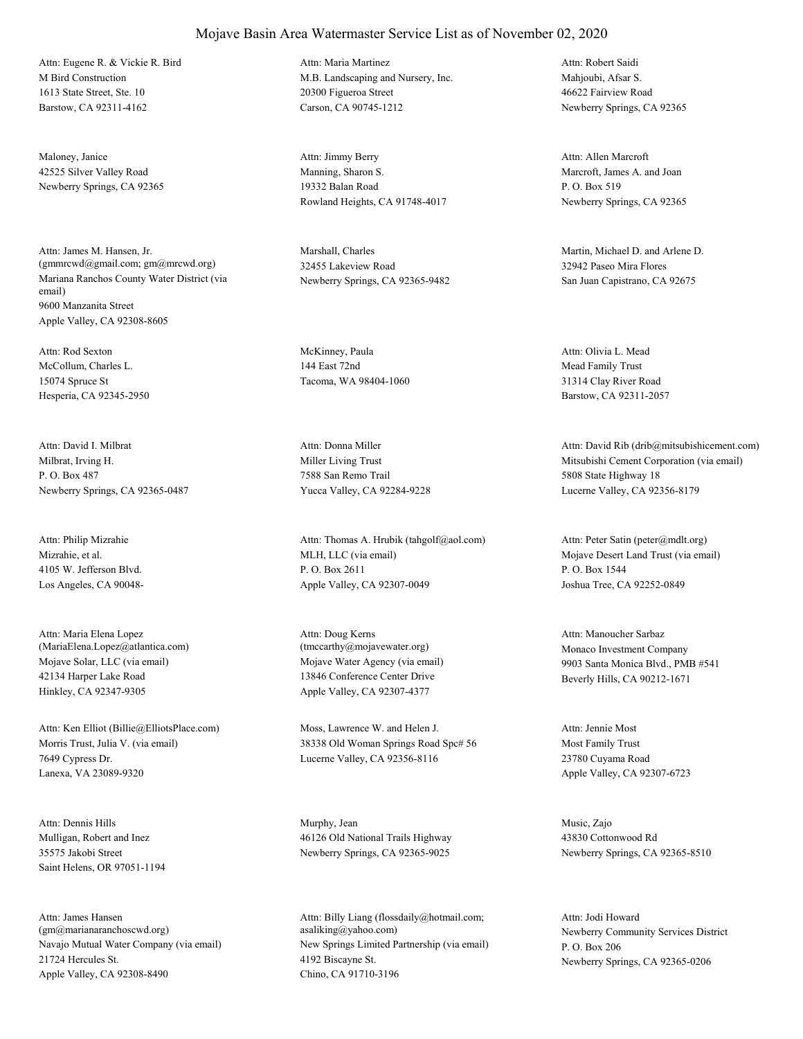# Mojave Basin Area Watermaster Service List as of November 02, 2020

Attn: Eugene R. & Vickie R. Bird
M Bird Construction
1613 State Street, Ste. 10
Barstow, CA 92311-4162

Attn: Maria Martinez
M.B. Landscaping and Nursery, Inc.
20300 Figueroa Street
Carson, CA 90745-1212

Attn: Robert Saidi
Mahjoubi, Afsar S.
46622 Fairview Road
Newberry Springs, CA 92365

Maloney, Janice
42525 Silver Valley Road
Newberry Springs, CA 92365

Attn: Jimmy Berry
Manning, Sharon S.
19332 Balan Road
Rowland Heights, CA 91748-4017

Attn: Allen Marcroft
Marcroft, James A. and Joan
P. O. Box 519
Newberry Springs, CA 92365

Attn: James M. Hansen, Jr.
(gmmrcwd@gmail.com; gm@mrcwd.org)
Mariana Ranchos County Water District (via email)
9600 Manzanita Street
Apple Valley, CA 92308-8605

Marshall, Charles
32455 Lakeview Road
Newberry Springs, CA 92365-9482

Martin, Michael D. and Arlene D.
32942 Paseo Mira Flores
San Juan Capistrano, CA 92675

Attn: Rod Sexton
McCollum, Charles L.
15074 Spruce St
Hesperia, CA 92345-2950

McKinney, Paula
144 East 72nd
Tacoma, WA 98404-1060

Attn: Olivia L. Mead
Mead Family Trust
31314 Clay River Road
Barstow, CA 92311-2057

Attn: David I. Milbrat
Milbrat, Irving H.
P. O. Box 487
Newberry Springs, CA 92365-0487

Attn: Donna Miller
Miller Living Trust
7588 San Remo Trail
Yucca Valley, CA 92284-9228

Attn: David Rib (drib@mitsubishicement.com)
Mitsubishi Cement Corporation (via email)
5808 State Highway 18
Lucerne Valley, CA 92356-8179

Attn: Philip Mizrahie
Mizrahie, et al.
4105 W. Jefferson Blvd.
Los Angeles, CA 90048-

Attn: Thomas A. Hrubik (tahgolf@aol.com)
MLH, LLC (via email)
P. O. Box 2611
Apple Valley, CA 92307-0049

Attn: Peter Satin (peter@mdlt.org)
Mojave Desert Land Trust (via email)
P. O. Box 1544
Joshua Tree, CA 92252-0849

Attn: Maria Elena Lopez
(MariaElena.Lopez@atlantica.com)
Mojave Solar, LLC (via email)
42134 Harper Lake Road
Hinkley, CA 92347-9305

Attn: Doug Kerns
(tmccarthy@mojavewater.org)
Mojave Water Agency (via email)
13846 Conference Center Drive
Apple Valley, CA 92307-4377

Attn: Manoucher Sarbaz
Monaco Investment Company
9903 Santa Monica Blvd., PMB #541
Beverly Hills, CA 90212-1671

Attn: Ken Elliot (Billie@ElliotsPlace.com)
Morris Trust, Julia V. (via email)
7649 Cypress Dr.
Lanexa, VA 23089-9320

Moss, Lawrence W. and Helen J.
38338 Old Woman Springs Road Spc# 56
Lucerne Valley, CA 92356-8116

Attn: Jennie Most
Most Family Trust
23780 Cuyama Road
Apple Valley, CA 92307-6723

Attn: Dennis Hills
Mulligan, Robert and Inez
35575 Jakobi Street
Saint Helens, OR 97051-1194

Murphy, Jean
46126 Old National Trails Highway
Newberry Springs, CA 92365-9025

Music, Zajo
43830 Cottonwood Rd
Newberry Springs, CA 92365-8510

Attn: James Hansen
(gm@marianaranchoscwd.org)
Navajo Mutual Water Company (via email)
21724 Hercules St.
Apple Valley, CA 92308-8490

Attn: Billy Liang (flossdaily@hotmail.com;
asaliking@yahoo.com)
New Springs Limited Partnership (via email)
4192 Biscayne St.
Chino, CA 91710-3196

Attn: Jodi Howard
Newberry Community Services District
P. O. Box 206
Newberry Springs, CA 92365-0206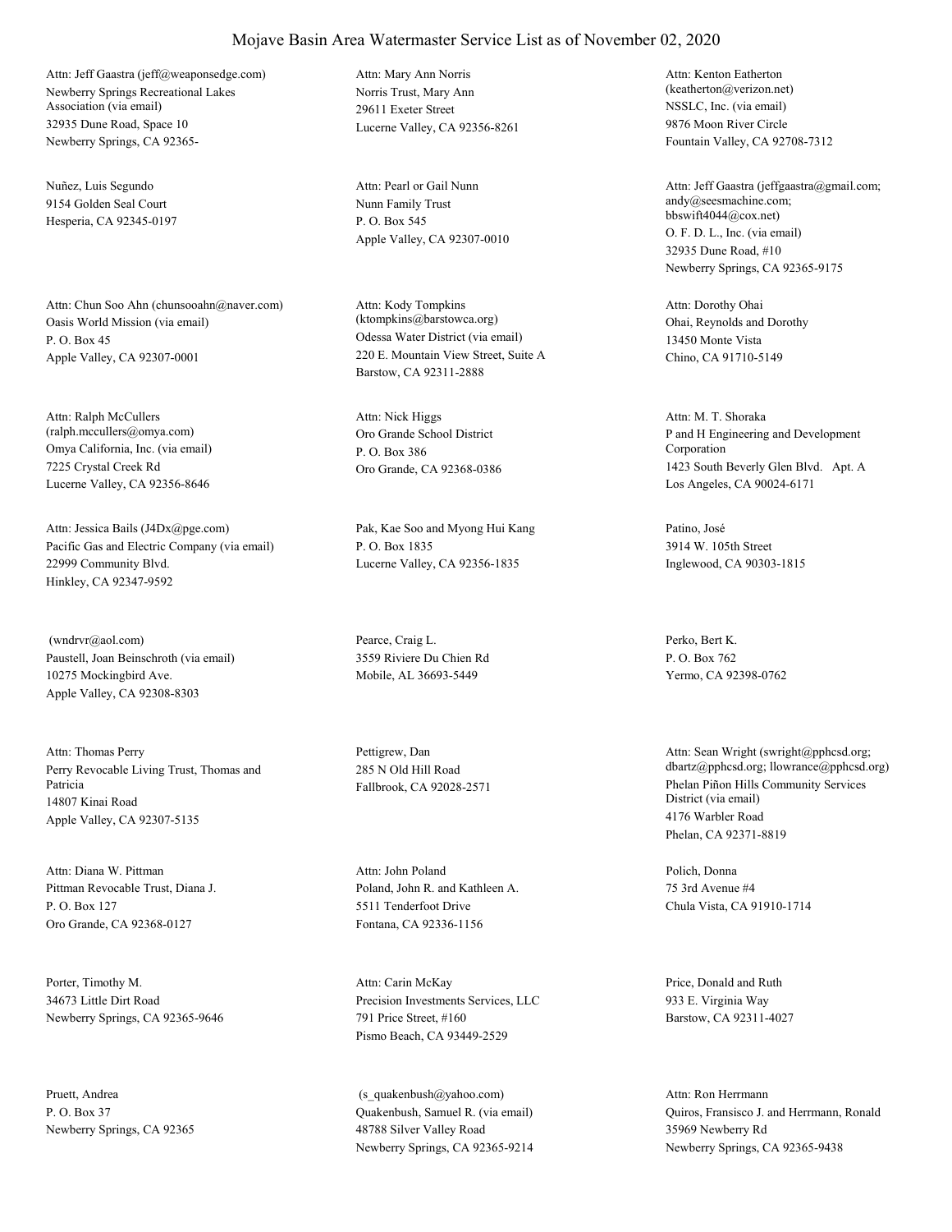# Mojave Basin Area Watermaster Service List as of November 02, 2020

Attn: Jeff Gaastra (jeff@weaponsedge.com)
Newberry Springs Recreational Lakes Association (via email)
32935 Dune Road, Space 10
Newberry Springs, CA 92365-

Attn: Mary Ann Norris
Norris Trust, Mary Ann
29611 Exeter Street
Lucerne Valley, CA 92356-8261

Attn: Kenton Eatherton
(keatherton@verizon.net)
NSSLC, Inc. (via email)
9876 Moon River Circle
Fountain Valley, CA 92708-7312

Nuñez, Luis Segundo
9154 Golden Seal Court
Hesperia, CA 92345-0197

Attn: Pearl or Gail Nunn
Nunn Family Trust
P. O. Box 545
Apple Valley, CA 92307-0010

Attn: Jeff Gaastra (jeffgaastra@gmail.com; andy@seesmachine.com; bbswift4044@cox.net)
O. F. D. L., Inc. (via email)
32935 Dune Road, #10
Newberry Springs, CA 92365-9175

Attn: Chun Soo Ahn (chunsooahn@naver.com)
Oasis World Mission (via email)
P. O. Box 45
Apple Valley, CA 92307-0001

Attn: Kody Tompkins
(ktompkins@barstowca.org)
Odessa Water District (via email)
220 E. Mountain View Street, Suite A
Barstow, CA 92311-2888

Attn: Dorothy Ohai
Ohai, Reynolds and Dorothy
13450 Monte Vista
Chino, CA 91710-5149

Attn: Ralph McCullers
(ralph.mccullers@omya.com)
Omya California, Inc. (via email)
7225 Crystal Creek Rd
Lucerne Valley, CA 92356-8646

Attn: Nick Higgs
Oro Grande School District
P. O. Box 386
Oro Grande, CA 92368-0386

Attn: M. T. Shoraka
P and H Engineering and Development Corporation
1423 South Beverly Glen Blvd. Apt. A
Los Angeles, CA 90024-6171

Attn: Jessica Bails (J4Dx@pge.com)
Pacific Gas and Electric Company (via email)
22999 Community Blvd.
Hinkley, CA 92347-9592

Pak, Kae Soo and Myong Hui Kang
P. O. Box 1835
Lucerne Valley, CA 92356-1835

Patino, José
3914 W. 105th Street
Inglewood, CA 90303-1815

(wndrvr@aol.com)
Paustell, Joan Beinschroth (via email)
10275 Mockingbird Ave.
Apple Valley, CA 92308-8303

Pearce, Craig L.
3559 Riviere Du Chien Rd
Mobile, AL 36693-5449

Perko, Bert K.
P. O. Box 762
Yermo, CA 92398-0762

Attn: Thomas Perry
Perry Revocable Living Trust, Thomas and Patricia
14807 Kinai Road
Apple Valley, CA 92307-5135

Pettigrew, Dan
285 N Old Hill Road
Fallbrook, CA 92028-2571

Attn: Sean Wright (swright@pphcsd.org; dbartz@pphcsd.org; llowrance@pphcsd.org)
Phelan Piñon Hills Community Services District (via email)
4176 Warbler Road
Phelan, CA 92371-8819

Attn: Diana W. Pittman
Pittman Revocable Trust, Diana J.
P. O. Box 127
Oro Grande, CA 92368-0127

Attn: John Poland
Poland, John R. and Kathleen A.
5511 Tenderfoot Drive
Fontana, CA 92336-1156

Polich, Donna
75 3rd Avenue #4
Chula Vista, CA 91910-1714

Porter, Timothy M.
34673 Little Dirt Road
Newberry Springs, CA 92365-9646

Attn: Carin McKay
Precision Investments Services, LLC
791 Price Street, #160
Pismo Beach, CA 93449-2529

Price, Donald and Ruth
933 E. Virginia Way
Barstow, CA 92311-4027

Pruett, Andrea
P. O. Box 37
Newberry Springs, CA 92365

(s_quakenbush@yahoo.com)
Quakenbush, Samuel R. (via email)
48788 Silver Valley Road
Newberry Springs, CA 92365-9214

Attn: Ron Herrmann
Quiros, Fransisco J. and Herrmann, Ronald
35969 Newberry Rd
Newberry Springs, CA 92365-9438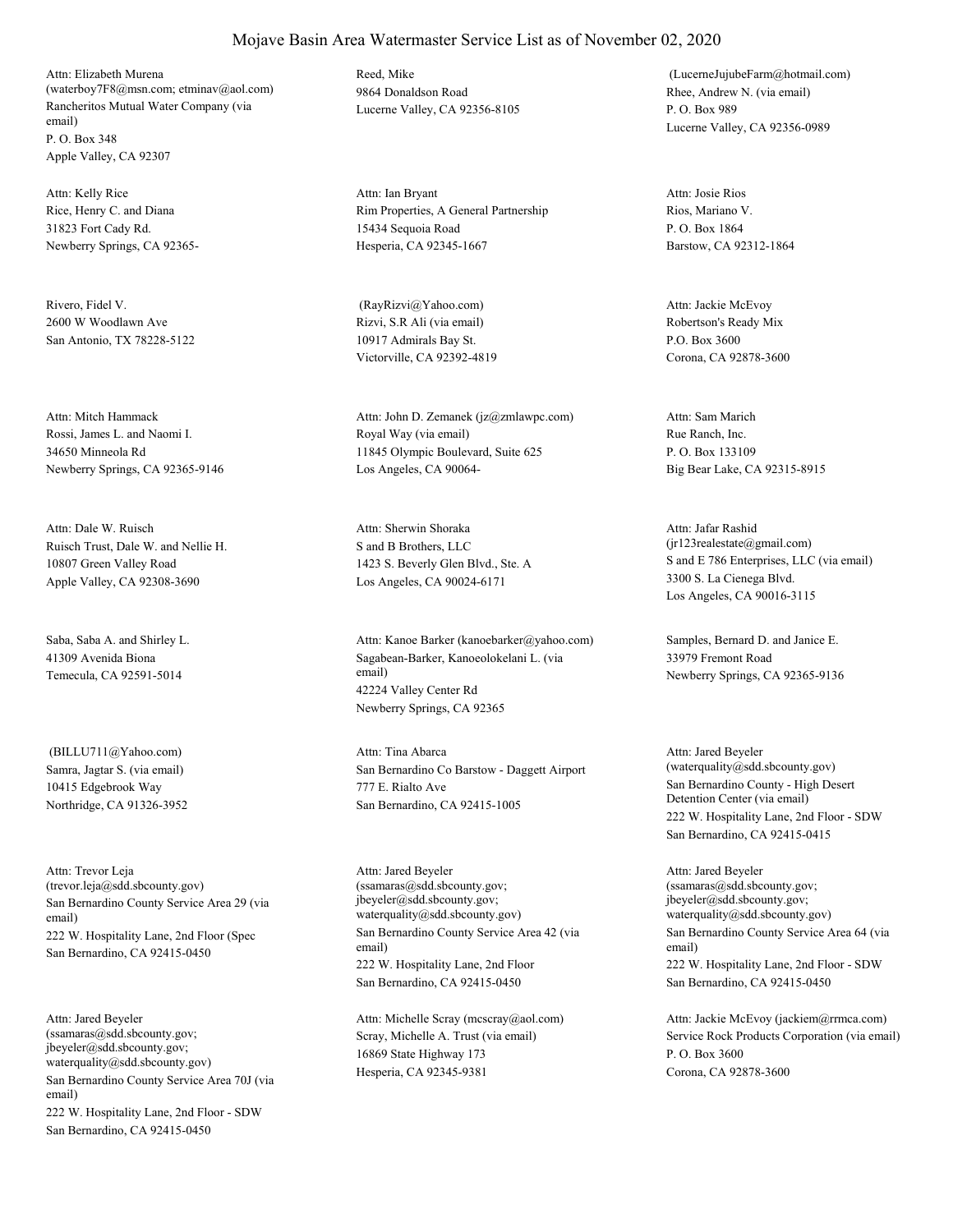# Mojave Basin Area Watermaster Service List as of November 02, 2020

Attn: Elizabeth Murena
(waterboy7F8@msn.com; etminav@aol.com)
Rancheritos Mutual Water Company (via email)
P. O. Box 348
Apple Valley, CA 92307

Reed, Mike
9864 Donaldson Road
Lucerne Valley, CA 92356-8105

(LucerneJujubeFarm@hotmail.com)
Rhee, Andrew N. (via email)
P. O. Box 989
Lucerne Valley, CA 92356-0989

Attn: Kelly Rice
Rice, Henry C. and Diana
31823 Fort Cady Rd.
Newberry Springs, CA 92365-

Attn: Ian Bryant
Rim Properties, A General Partnership
15434 Sequoia Road
Hesperia, CA 92345-1667

Attn: Josie Rios
Rios, Mariano V.
P. O. Box 1864
Barstow, CA 92312-1864

Rivero, Fidel V.
2600 W Woodlawn Ave
San Antonio, TX 78228-5122

(RayRizvi@Yahoo.com)
Rizvi, S.R Ali (via email)
10917 Admirals Bay St.
Victorville, CA 92392-4819

Attn: Jackie McEvoy
Robertson's Ready Mix
P.O. Box 3600
Corona, CA 92878-3600

Attn: Mitch Hammack
Rossi, James L. and Naomi I.
34650 Minneola Rd
Newberry Springs, CA 92365-9146

Attn: John D. Zemanek (jz@zmlawpc.com)
Royal Way (via email)
11845 Olympic Boulevard, Suite 625
Los Angeles, CA 90064-

Attn: Sam Marich
Rue Ranch, Inc.
P. O. Box 133109
Big Bear Lake, CA 92315-8915

Attn: Dale W. Ruisch
Ruisch Trust, Dale W. and Nellie H.
10807 Green Valley Road
Apple Valley, CA 92308-3690

Attn: Sherwin Shoraka
S and B Brothers, LLC
1423 S. Beverly Glen Blvd., Ste. A
Los Angeles, CA 90024-6171

Attn: Jafar Rashid
(jr123realestate@gmail.com)
S and E 786 Enterprises, LLC (via email)
3300 S. La Cienega Blvd.
Los Angeles, CA 90016-3115

Saba, Saba A. and Shirley L.
41309 Avenida Biona
Temecula, CA 92591-5014

Attn: Kanoe Barker (kanoebarker@yahoo.com)
Sagabean-Barker, Kanoeolokelani L. (via email)
42224 Valley Center Rd
Newberry Springs, CA 92365

Samples, Bernard D. and Janice E.
33979 Fremont Road
Newberry Springs, CA 92365-9136

(BILLU711@Yahoo.com)
Samra, Jagtar S. (via email)
10415 Edgebrook Way
Northridge, CA 91326-3952

Attn: Tina Abarca
San Bernardino Co Barstow - Daggett Airport
777 E. Rialto Ave
San Bernardino, CA 92415-1005

Attn: Jared Beyeler
(waterquality@sdd.sbcounty.gov)
San Bernardino County - High Desert Detention Center (via email)
222 W. Hospitality Lane, 2nd Floor - SDW
San Bernardino, CA 92415-0415

Attn: Trevor Leja
(trevor.leja@sdd.sbcounty.gov)
San Bernardino County Service Area 29 (via email)
222 W. Hospitality Lane, 2nd Floor (Spec
San Bernardino, CA 92415-0450

Attn: Jared Beyeler
(ssamaras@sdd.sbcounty.gov;
jbeyeler@sdd.sbcounty.gov;
waterquality@sdd.sbcounty.gov)
San Bernardino County Service Area 42 (via email)
222 W. Hospitality Lane, 2nd Floor
San Bernardino, CA 92415-0450

Attn: Jared Beyeler
(ssamaras@sdd.sbcounty.gov;
jbeyeler@sdd.sbcounty.gov;
waterquality@sdd.sbcounty.gov)
San Bernardino County Service Area 64 (via email)
222 W. Hospitality Lane, 2nd Floor - SDW
San Bernardino, CA 92415-0450

Attn: Jared Beyeler
(ssamaras@sdd.sbcounty.gov;
jbeyeler@sdd.sbcounty.gov;
waterquality@sdd.sbcounty.gov)
San Bernardino County Service Area 70J (via email)
222 W. Hospitality Lane, 2nd Floor - SDW
San Bernardino, CA 92415-0450

Attn: Michelle Scray (mcscray@aol.com)
Scray, Michelle A. Trust (via email)
16869 State Highway 173
Hesperia, CA 92345-9381

Attn: Jackie McEvoy (jackiem@rrmca.com)
Service Rock Products Corporation (via email)
P. O. Box 3600
Corona, CA 92878-3600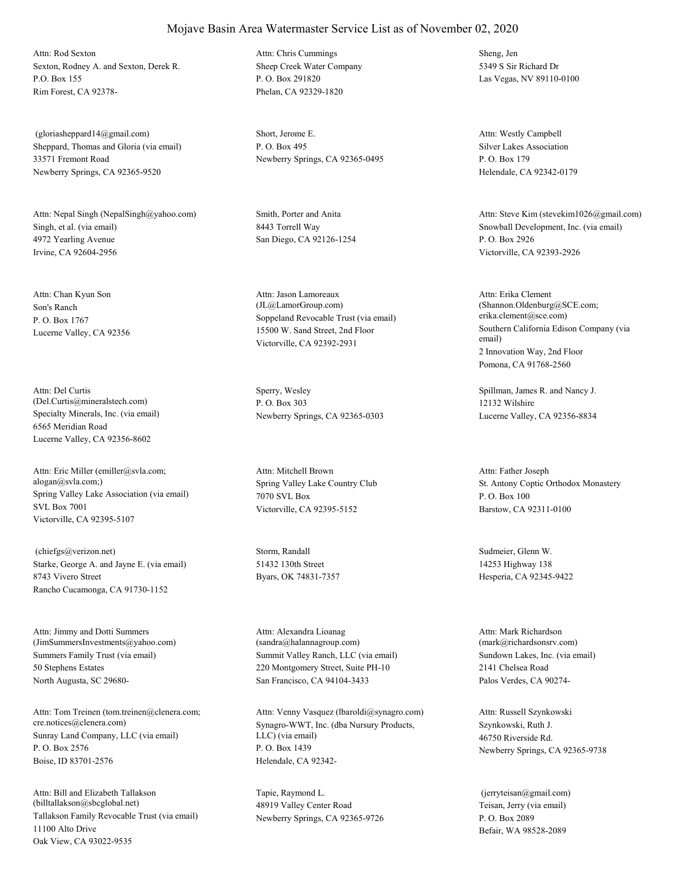# Mojave Basin Area Watermaster Service List as of November 02, 2020

Attn: Rod Sexton
Sexton, Rodney A. and Sexton, Derek R.
P.O. Box 155
Rim Forest, CA 92378-

Attn: Chris Cummings
Sheep Creek Water Company
P. O. Box 291820
Phelan, CA 92329-1820

Sheng, Jen
5349 S Sir Richard Dr
Las Vegas, NV 89110-0100

(gloriasheppard14@gmail.com)
Sheppard, Thomas and Gloria (via email)
33571 Fremont Road
Newberry Springs, CA 92365-9520

Short, Jerome E.
P. O. Box 495
Newberry Springs, CA 92365-0495

Attn: Westly Campbell
Silver Lakes Association
P. O. Box 179
Helendale, CA 92342-0179

Attn: Nepal Singh (NepalSingh@yahoo.com)
Singh, et al. (via email)
4972 Yearling Avenue
Irvine, CA 92604-2956

Smith, Porter and Anita
8443 Torrell Way
San Diego, CA 92126-1254

Attn: Steve Kim (stevekim1026@gmail.com)
Snowball Development, Inc. (via email)
P. O. Box 2926
Victorville, CA 92393-2926

Attn: Chan Kyun Son
Son's Ranch
P. O. Box 1767
Lucerne Valley, CA 92356

Attn: Jason Lamoreaux
(JL@LamorGroup.com)
Soppeland Revocable Trust (via email)
15500 W. Sand Street, 2nd Floor
Victorville, CA 92392-2931

Attn: Erika Clement
(Shannon.Oldenburg@SCE.com; erika.clement@sce.com)
Southern California Edison Company (via email)
2 Innovation Way, 2nd Floor
Pomona, CA 91768-2560

Attn: Del Curtis
(Del.Curtis@mineralstech.com)
Specialty Minerals, Inc. (via email)
6565 Meridian Road
Lucerne Valley, CA 92356-8602

Sperry, Wesley
P. O. Box 303
Newberry Springs, CA 92365-0303

Spillman, James R. and Nancy J.
12132 Wilshire
Lucerne Valley, CA 92356-8834

Attn: Eric Miller (emiller@svla.com; alogan@svla.com;)
Spring Valley Lake Association (via email)
SVL Box 7001
Victorville, CA 92395-5107

Attn: Mitchell Brown
Spring Valley Lake Country Club
7070 SVL Box
Victorville, CA 92395-5152

Attn: Father Joseph
St. Antony Coptic Orthodox Monastery
P. O. Box 100
Barstow, CA 92311-0100

(chiefgs@verizon.net)
Starke, George A. and Jayne E. (via email)
8743 Vivero Street
Rancho Cucamonga, CA 91730-1152

Storm, Randall
51432 130th Street
Byars, OK 74831-7357

Sudmeier, Glenn W.
14253 Highway 138
Hesperia, CA 92345-9422

Attn: Jimmy and Dotti Summers
(JimSummersInvestments@yahoo.com)
Summers Family Trust (via email)
50 Stephens Estates
North Augusta, SC 29680-

Attn: Alexandra Lioanag
(sandra@halannagroup.com)
Summit Valley Ranch, LLC (via email)
220 Montgomery Street, Suite PH-10
San Francisco, CA 94104-3433

Attn: Mark Richardson
(mark@richardsonsrv.com)
Sundown Lakes, Inc. (via email)
2141 Chelsea Road
Palos Verdes, CA 90274-

Attn: Tom Treinen (tom.treinen@clenera.com; cre.notices@clenera.com)
Sunray Land Company, LLC (via email)
P. O. Box 2576
Boise, ID 83701-2576

Attn: Venny Vasquez (lbaroldi@synagro.com)
Synagro-WWT, Inc. (dba Nursury Products, LLC) (via email)
P. O. Box 1439
Helendale, CA 92342-

Attn: Russell Szynkowski
Szynkowski, Ruth J.
46750 Riverside Rd.
Newberry Springs, CA 92365-9738

Attn: Bill and Elizabeth Tallakson
(billtallakson@sbcglobal.net)
Tallakson Family Revocable Trust (via email)
11100 Alto Drive
Oak View, CA 93022-9535

Tapie, Raymond L.
48919 Valley Center Road
Newberry Springs, CA 92365-9726

(jerryteisan@gmail.com)
Teisan, Jerry (via email)
P. O. Box 2089
Befair, WA 98528-2089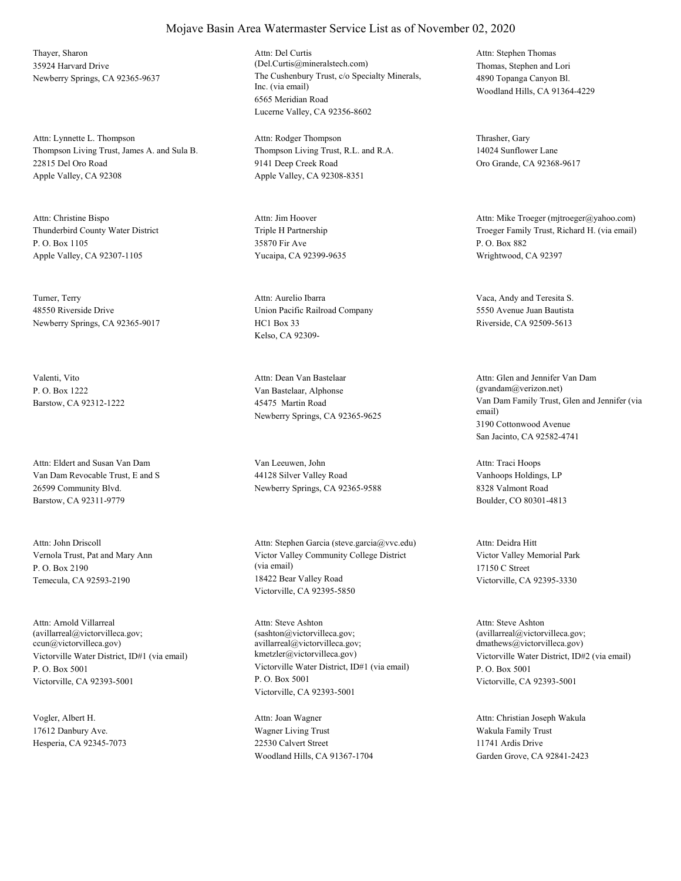# Mojave Basin Area Watermaster Service List as of November 02, 2020

Thayer, Sharon
35924 Harvard Drive
Newberry Springs, CA 92365-9637

Attn: Del Curtis
(Del.Curtis@mineralstech.com)
The Cushenbury Trust, c/o Specialty Minerals, Inc. (via email)
6565 Meridian Road
Lucerne Valley, CA 92356-8602

Attn: Stephen Thomas
Thomas, Stephen and Lori
4890 Topanga Canyon Bl.
Woodland Hills, CA 91364-4229

Attn: Lynnette L. Thompson
Thompson Living Trust, James A. and Sula B.
22815 Del Oro Road
Apple Valley, CA 92308

Attn: Rodger Thompson
Thompson Living Trust, R.L. and R.A.
9141 Deep Creek Road
Apple Valley, CA 92308-8351

Thrasher, Gary
14024 Sunflower Lane
Oro Grande, CA 92368-9617

Attn: Christine Bispo
Thunderbird County Water District
P. O. Box 1105
Apple Valley, CA 92307-1105

Attn: Jim Hoover
Triple H Partnership
35870 Fir Ave
Yucaipa, CA 92399-9635

Attn: Mike Troeger (mjtroeger@yahoo.com)
Troeger Family Trust, Richard H. (via email)
P. O. Box 882
Wrightwood, CA 92397

Turner, Terry
48550 Riverside Drive
Newberry Springs, CA 92365-9017

Attn: Aurelio Ibarra
Union Pacific Railroad Company
HC1 Box 33
Kelso, CA 92309-

Vaca, Andy and Teresita S.
5550 Avenue Juan Bautista
Riverside, CA 92509-5613

Valenti, Vito
P. O. Box 1222
Barstow, CA 92312-1222

Attn: Dean Van Bastelaar
Van Bastelaar, Alphonse
45475 Martin Road
Newberry Springs, CA 92365-9625

Attn: Glen and Jennifer Van Dam
(gvandam@verizon.net)
Van Dam Family Trust, Glen and Jennifer (via email)
3190 Cottonwood Avenue
San Jacinto, CA 92582-4741

Attn: Eldert and Susan Van Dam
Van Dam Revocable Trust, E and S
26599 Community Blvd.
Barstow, CA 92311-9779

Van Leeuwen, John
44128 Silver Valley Road
Newberry Springs, CA 92365-9588

Attn: Traci Hoops
Vanhoops Holdings, LP
8328 Valmont Road
Boulder, CO 80301-4813

Attn: John Driscoll
Vernola Trust, Pat and Mary Ann
P. O. Box 2190
Temecula, CA 92593-2190

Attn: Stephen Garcia (steve.garcia@vvc.edu)
Victor Valley Community College District (via email)
18422 Bear Valley Road
Victorville, CA 92395-5850

Attn: Deidra Hitt
Victor Valley Memorial Park
17150 C Street
Victorville, CA 92395-3330

Attn: Arnold Villarreal
(avillarreal@victorvilleca.gov; ccun@victorvilleca.gov)
Victorville Water District, ID#1 (via email)
P. O. Box 5001
Victorville, CA 92393-5001

Attn: Steve Ashton
(sashton@victorvilleca.gov; avillarreal@victorvilleca.gov; kmetzler@victorvilleca.gov)
Victorville Water District, ID#1 (via email)
P. O. Box 5001
Victorville, CA 92393-5001

Attn: Steve Ashton
(avillarreal@victorvilleca.gov; dmathews@victorvilleca.gov)
Victorville Water District, ID#2 (via email)
P. O. Box 5001
Victorville, CA 92393-5001

Vogler, Albert H.
17612 Danbury Ave.
Hesperia, CA 92345-7073

Attn: Joan Wagner
Wagner Living Trust
22530 Calvert Street
Woodland Hills, CA 91367-1704

Attn: Christian Joseph Wakula
Wakula Family Trust
11741 Ardis Drive
Garden Grove, CA 92841-2423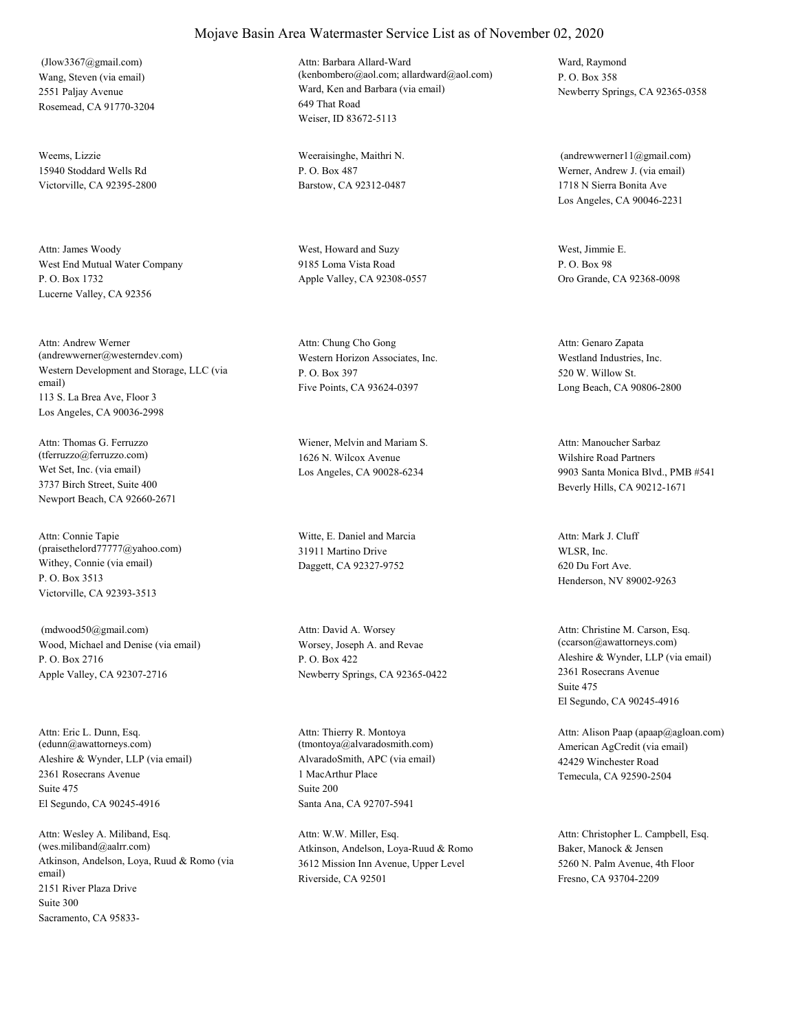# Mojave Basin Area Watermaster Service List as of November 02, 2020

(Jlow3367@gmail.com)
Wang, Steven (via email)
2551 Paljay Avenue
Rosemead, CA 91770-3204

Attn: Barbara Allard-Ward
(kenbombero@aol.com; allardward@aol.com)
Ward, Ken and Barbara (via email)
649 That Road
Weiser, ID 83672-5113

Ward, Raymond
P. O. Box 358
Newberry Springs, CA 92365-0358

Weems, Lizzie
15940 Stoddard Wells Rd
Victorville, CA 92395-2800

Weeraisinghe, Maithri N.
P. O. Box 487
Barstow, CA 92312-0487

(andrewwerner11@gmail.com)
Werner, Andrew J. (via email)
1718 N Sierra Bonita Ave
Los Angeles, CA 90046-2231

Attn: James Woody
West End Mutual Water Company
P. O. Box 1732
Lucerne Valley, CA 92356

West, Howard and Suzy
9185 Loma Vista Road
Apple Valley, CA 92308-0557

West, Jimmie E.
P. O. Box 98
Oro Grande, CA 92368-0098

Attn: Andrew Werner
(andrewwerner@westerndev.com)
Western Development and Storage, LLC (via email)
113 S. La Brea Ave, Floor 3
Los Angeles, CA 90036-2998

Attn: Chung Cho Gong
Western Horizon Associates, Inc.
P. O. Box 397
Five Points, CA 93624-0397

Attn: Genaro Zapata
Westland Industries, Inc.
520 W. Willow St.
Long Beach, CA 90806-2800

Attn: Thomas G. Ferruzzo
(tferruzzo@ferruzzo.com)
Wet Set, Inc. (via email)
3737 Birch Street, Suite 400
Newport Beach, CA 92660-2671

Wiener, Melvin and Mariam S.
1626 N. Wilcox Avenue
Los Angeles, CA 90028-6234

Attn: Manoucher Sarbaz
Wilshire Road Partners
9903 Santa Monica Blvd., PMB #541
Beverly Hills, CA 90212-1671

Attn: Connie Tapie
(praisethelord77777@yahoo.com)
Withey, Connie (via email)
P. O. Box 3513
Victorville, CA 92393-3513

Witte, E. Daniel and Marcia
31911 Martino Drive
Daggett, CA 92327-9752

Attn: Mark J. Cluff
WLSR, Inc.
620 Du Fort Ave.
Henderson, NV 89002-9263

(mdwood50@gmail.com)
Wood, Michael and Denise (via email)
P. O. Box 2716
Apple Valley, CA 92307-2716

Attn: David A. Worsey
Worsey, Joseph A. and Revae
P. O. Box 422
Newberry Springs, CA 92365-0422

Attn: Christine M. Carson, Esq.
(ccarson@awattorneys.com)
Aleshire & Wynder, LLP (via email)
2361 Rosecrans Avenue
Suite 475
El Segundo, CA 90245-4916

Attn: Eric L. Dunn, Esq.
(edunn@awattorneys.com)
Aleshire & Wynder, LLP (via email)
2361 Rosecrans Avenue
Suite 475
El Segundo, CA 90245-4916

Attn: Thierry R. Montoya
(tmontoya@alvaradosmith.com)
AlvaradoSmith, APC (via email)
1 MacArthur Place
Suite 200
Santa Ana, CA 92707-5941

Attn: Alison Paap (apaap@agloan.com)
American AgCredit (via email)
42429 Winchester Road
Temecula, CA 92590-2504

Attn: Wesley A. Miliband, Esq.
(wes.miliband@aalrr.com)
Atkinson, Andelson, Loya, Ruud & Romo (via email)
2151 River Plaza Drive
Suite 300
Sacramento, CA 95833-

Attn: W.W. Miller, Esq.
Atkinson, Andelson, Loya-Ruud & Romo
3612 Mission Inn Avenue, Upper Level
Riverside, CA 92501

Attn: Christopher L. Campbell, Esq.
Baker, Manock & Jensen
5260 N. Palm Avenue, 4th Floor
Fresno, CA 93704-2209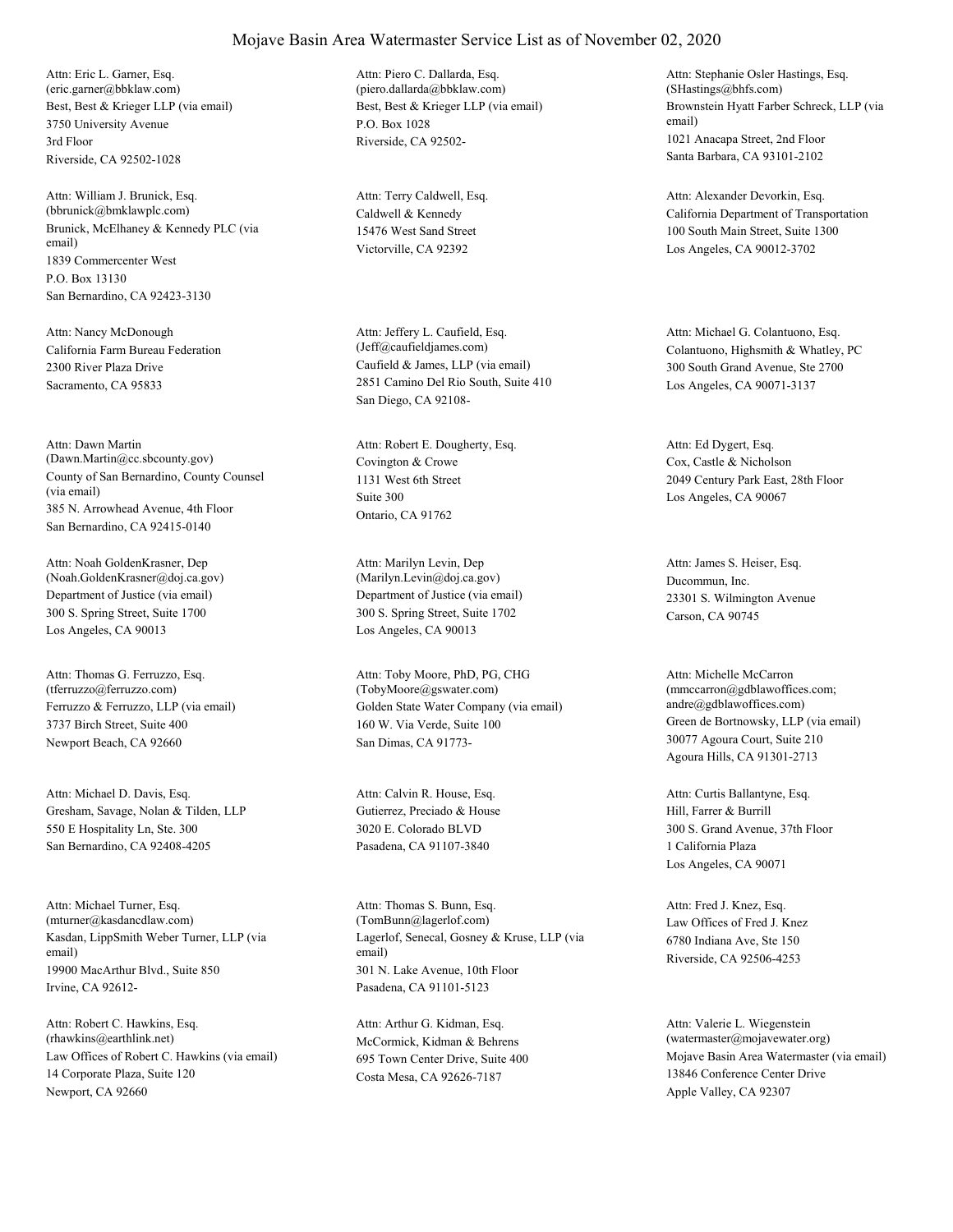# Mojave Basin Area Watermaster Service List as of November 02, 2020

Attn: Eric L. Garner, Esq.
(eric.garner@bbklaw.com)
Best, Best & Krieger LLP (via email)
3750 University Avenue
3rd Floor
Riverside, CA 92502-1028

Attn: Piero C. Dallarda, Esq.
(piero.dallarda@bbklaw.com)
Best, Best & Krieger LLP (via email)
P.O. Box 1028
Riverside, CA 92502-

Attn: Stephanie Osler Hastings, Esq.
(SHastings@bhfs.com)
Brownstein Hyatt Farber Schreck, LLP (via email)
1021 Anacapa Street, 2nd Floor
Santa Barbara, CA 93101-2102

Attn: William J. Brunick, Esq.
(bbrunick@bmklawplc.com)
Brunick, McElhaney & Kennedy PLC (via email)
1839 Commercenter West
P.O. Box 13130
San Bernardino, CA 92423-3130

Attn: Terry Caldwell, Esq.
Caldwell & Kennedy
15476 West Sand Street
Victorville, CA 92392

Attn: Alexander Devorkin, Esq.
California Department of Transportation
100 South Main Street, Suite 1300
Los Angeles, CA 90012-3702

Attn: Nancy McDonough
California Farm Bureau Federation
2300 River Plaza Drive
Sacramento, CA 95833

Attn: Jeffery L. Caufield, Esq.
(Jeff@caufieldjames.com)
Caufield & James, LLP (via email)
2851 Camino Del Rio South, Suite 410
San Diego, CA 92108-

Attn: Michael G. Colantuono, Esq.
Colantuono, Highsmith & Whatley, PC
300 South Grand Avenue, Ste 2700
Los Angeles, CA 90071-3137

Attn: Dawn Martin
(Dawn.Martin@cc.sbcounty.gov)
County of San Bernardino, County Counsel (via email)
385 N. Arrowhead Avenue, 4th Floor
San Bernardino, CA 92415-0140

Attn: Robert E. Dougherty, Esq.
Covington & Crowe
1131 West 6th Street
Suite 300
Ontario, CA 91762

Attn: Ed Dygert, Esq.
Cox, Castle & Nicholson
2049 Century Park East, 28th Floor
Los Angeles, CA 90067

Attn: Noah GoldenKrasner, Dep
(Noah.GoldenKrasner@doj.ca.gov)
Department of Justice (via email)
300 S. Spring Street, Suite 1700
Los Angeles, CA 90013

Attn: Marilyn Levin, Dep
(Marilyn.Levin@doj.ca.gov)
Department of Justice (via email)
300 S. Spring Street, Suite 1702
Los Angeles, CA 90013

Attn: James S. Heiser, Esq.
Ducommun, Inc.
23301 S. Wilmington Avenue
Carson, CA 90745

Attn: Thomas G. Ferruzzo, Esq.
(tferruzzo@ferruzzo.com)
Ferruzzo & Ferruzzo, LLP (via email)
3737 Birch Street, Suite 400
Newport Beach, CA 92660

Attn: Toby Moore, PhD, PG, CHG
(TobyMoore@gswater.com)
Golden State Water Company (via email)
160 W. Via Verde, Suite 100
San Dimas, CA 91773-

Attn: Michelle McCarron
(mmccarron@gdblawoffices.com; andre@gdblawoffices.com)
Green de Bortnowsky, LLP (via email)
30077 Agoura Court, Suite 210
Agoura Hills, CA 91301-2713

Attn: Michael D. Davis, Esq.
Gresham, Savage, Nolan & Tilden, LLP
550 E Hospitality Ln, Ste. 300
San Bernardino, CA 92408-4205

Attn: Calvin R. House, Esq.
Gutierrez, Preciado & House
3020 E. Colorado BLVD
Pasadena, CA 91107-3840

Attn: Curtis Ballantyne, Esq.
Hill, Farrer & Burrill
300 S. Grand Avenue, 37th Floor
1 California Plaza
Los Angeles, CA 90071

Attn: Michael Turner, Esq.
(mturner@kasdancdlaw.com)
Kasdan, LippSmith Weber Turner, LLP (via email)
19900 MacArthur Blvd., Suite 850
Irvine, CA 92612-

Attn: Thomas S. Bunn, Esq.
(TomBunn@lagerlof.com)
Lagerlof, Senecal, Gosney & Kruse, LLP (via email)
301 N. Lake Avenue, 10th Floor
Pasadena, CA 91101-5123

Attn: Fred J. Knez, Esq.
Law Offices of Fred J. Knez
6780 Indiana Ave, Ste 150
Riverside, CA 92506-4253

Attn: Robert C. Hawkins, Esq.
(rhawkins@earthlink.net)
Law Offices of Robert C. Hawkins (via email)
14 Corporate Plaza, Suite 120
Newport, CA 92660

Attn: Arthur G. Kidman, Esq.
McCormick, Kidman & Behrens
695 Town Center Drive, Suite 400
Costa Mesa, CA 92626-7187

Attn: Valerie L. Wiegenstein
(watermaster@mojavewater.org)
Mojave Basin Area Watermaster (via email)
13846 Conference Center Drive
Apple Valley, CA 92307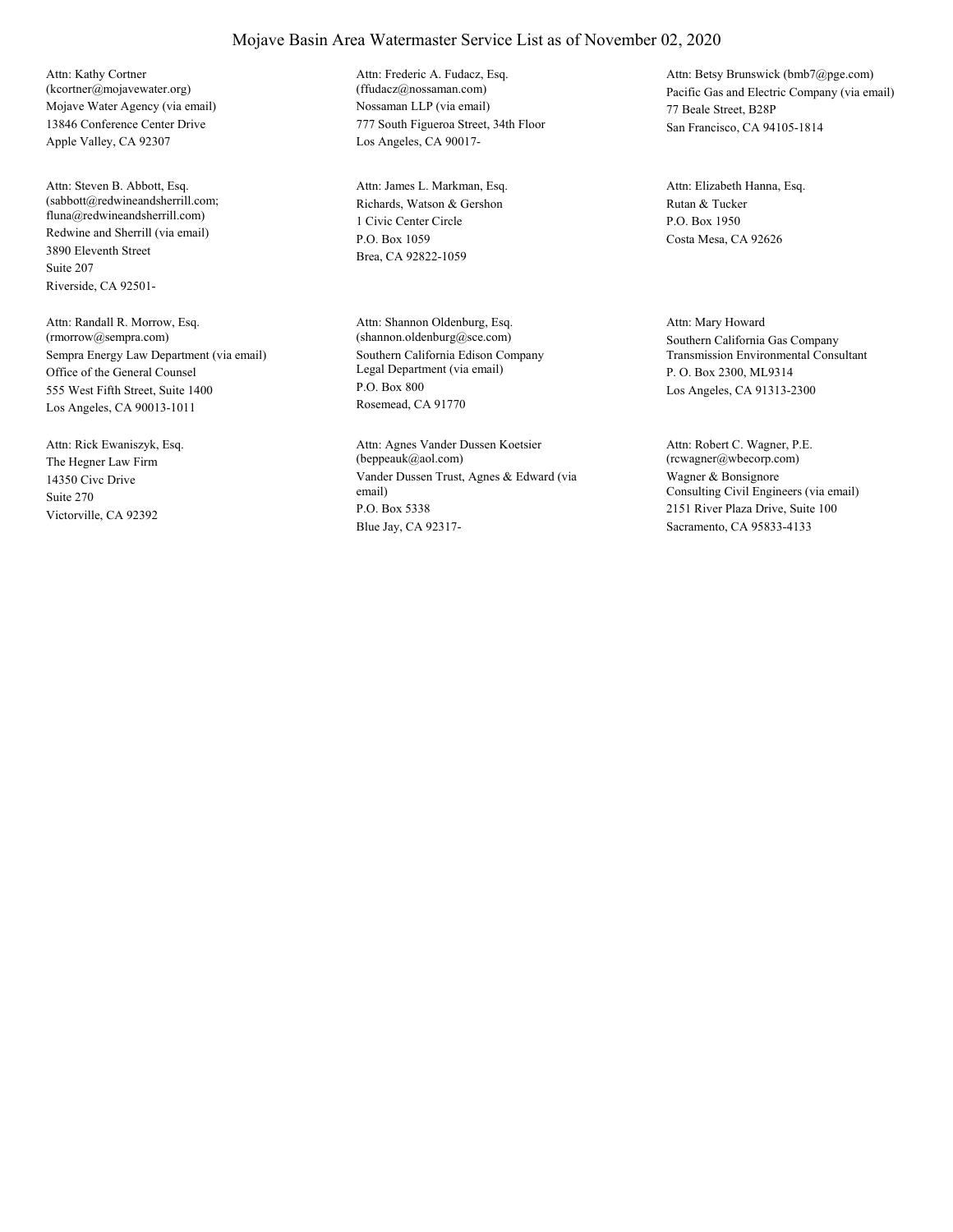# Mojave Basin Area Watermaster Service List as of November 02, 2020

Attn: Kathy Cortner
(kcortner@mojavewater.org)
Mojave Water Agency (via email)
13846 Conference Center Drive
Apple Valley, CA 92307

Attn: Steven B. Abbott, Esq.
(sabbott@redwineandsherrill.com;
fluna@redwineandsherrill.com)
Redwine and Sherrill (via email)
3890 Eleventh Street
Suite 207
Riverside, CA 92501-

Attn: Randall R. Morrow, Esq.
(rmorrow@sempra.com)
Sempra Energy Law Department (via email)
Office of the General Counsel
555 West Fifth Street, Suite 1400
Los Angeles, CA 90013-1011

Attn: Rick Ewaniszyk, Esq.
The Hegner Law Firm
14350 Civc Drive
Suite 270
Victorville, CA 92392

Attn: Frederic A. Fudacz, Esq.
(ffudacz@nossaman.com)
Nossaman LLP (via email)
777 South Figueroa Street, 34th Floor
Los Angeles, CA 90017-

Attn: James L. Markman, Esq.
Richards, Watson & Gershon
1 Civic Center Circle
P.O. Box 1059
Brea, CA 92822-1059

Attn: Shannon Oldenburg, Esq.
(shannon.oldenburg@sce.com)
Southern California Edison Company
Legal Department (via email)
P.O. Box 800
Rosemead, CA 91770

Attn: Agnes Vander Dussen Koetsier
(beppeauk@aol.com)
Vander Dussen Trust, Agnes & Edward (via email)
P.O. Box 5338
Blue Jay, CA 92317-

Attn: Betsy Brunswick (bmb7@pge.com)
Pacific Gas and Electric Company (via email)
77 Beale Street, B28P
San Francisco, CA 94105-1814

Attn: Elizabeth Hanna, Esq.
Rutan & Tucker
P.O. Box 1950
Costa Mesa, CA 92626

Attn: Mary Howard
Southern California Gas Company
Transmission Environmental Consultant
P. O. Box 2300, ML9314
Los Angeles, CA 91313-2300

Attn: Robert C. Wagner, P.E.
(rcwagner@wbecorp.com)
Wagner & Bonsignore
Consulting Civil Engineers (via email)
2151 River Plaza Drive, Suite 100
Sacramento, CA 95833-4133